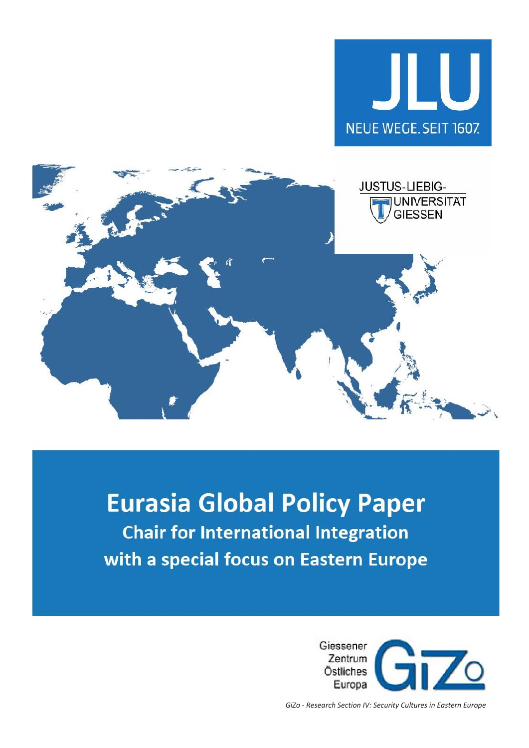JLU

NEUE WEGE. SEIT 1607.

JUSTUS-LIEBIG-UNIVERSITÄT GIESSEN

# Eurasia Global Policy Paper

## Chair for International Integration with a special focus on Eastern Europe

Giessener Zentrum Östliches Europa GiZo

*GiZo - Research Section IV: Security Cultures in Eastern Europe*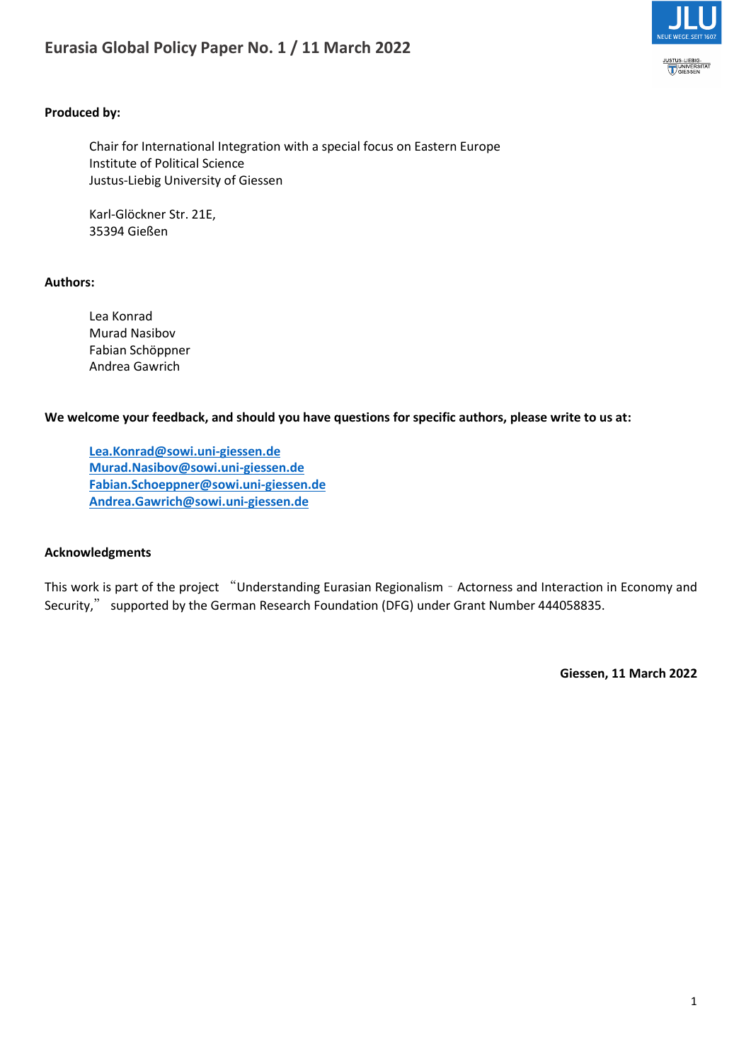# Eurasia Global Policy Paper No. 1 / 11 March 2022

**Produced by:**

Chair for International Integration with a special focus on Eastern Europe
Institute of Political Science
Justus-Liebig University of Giessen

Karl-Glöckner Str. 21E,
35394 Gießen

**Authors:**

Lea Konrad
Murad Nasibov
Fabian Schöppner
Andrea Gawrich

**We welcome your feedback, and should you have questions for specific authors, please write to us at:**

**Lea.Konrad@sowi.uni-giessen.de**
**Murad.Nasibov@sowi.uni-giessen.de**
**Fabian.Schoeppner@sowi.uni-giessen.de**
**Andrea.Gawrich@sowi.uni-giessen.de**

**Acknowledgments**

This work is part of the project "Understanding Eurasian Regionalism - Actorness and Interaction in Economy and Security," supported by the German Research Foundation (DFG) under Grant Number 444058835.

**Giessen, 11 March 2022**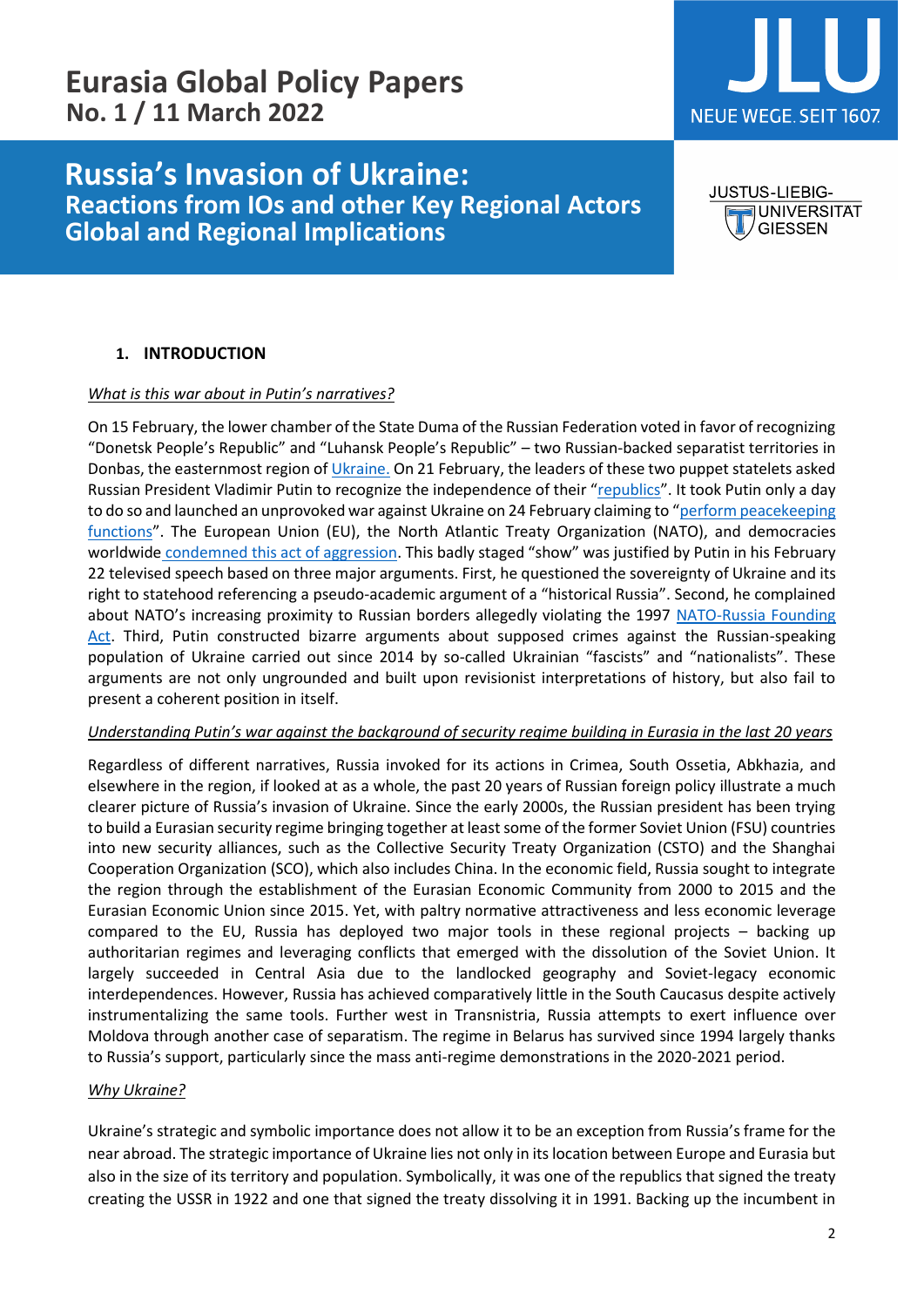# Eurasia Global Policy Papers
## No. 1 / 11 March 2022

# Russia's Invasion of Ukraine:
## Reactions from IOs and other Key Regional Actors Global and Regional Implications

### 1. INTRODUCTION

*What is this war about in Putin's narratives?*

On 15 February, the lower chamber of the State Duma of the Russian Federation voted in favor of recognizing "Donetsk People's Republic" and "Luhansk People's Republic" – two Russian-backed separatist territories in Donbas, the easternmost region of Ukraine. On 21 February, the leaders of these two puppet statelets asked Russian President Vladimir Putin to recognize the independence of their "republics". It took Putin only a day to do so and launched an unprovoked war against Ukraine on 24 February claiming to "perform peacekeeping functions". The European Union (EU), the North Atlantic Treaty Organization (NATO), and democracies worldwide condemned this act of aggression. This badly staged "show" was justified by Putin in his February 22 televised speech based on three major arguments. First, he questioned the sovereignty of Ukraine and its right to statehood referencing a pseudo-academic argument of a "historical Russia". Second, he complained about NATO's increasing proximity to Russian borders allegedly violating the 1997 NATO-Russia Founding Act. Third, Putin constructed bizarre arguments about supposed crimes against the Russian-speaking population of Ukraine carried out since 2014 by so-called Ukrainian "fascists" and "nationalists". These arguments are not only ungrounded and built upon revisionist interpretations of history, but also fail to present a coherent position in itself.

*Understanding Putin's war against the background of security regime building in Eurasia in the last 20 years*

Regardless of different narratives, Russia invoked for its actions in Crimea, South Ossetia, Abkhazia, and elsewhere in the region, if looked at as a whole, the past 20 years of Russian foreign policy illustrate a much clearer picture of Russia's invasion of Ukraine. Since the early 2000s, the Russian president has been trying to build a Eurasian security regime bringing together at least some of the former Soviet Union (FSU) countries into new security alliances, such as the Collective Security Treaty Organization (CSTO) and the Shanghai Cooperation Organization (SCO), which also includes China. In the economic field, Russia sought to integrate the region through the establishment of the Eurasian Economic Community from 2000 to 2015 and the Eurasian Economic Union since 2015. Yet, with paltry normative attractiveness and less economic leverage compared to the EU, Russia has deployed two major tools in these regional projects – backing up authoritarian regimes and leveraging conflicts that emerged with the dissolution of the Soviet Union. It largely succeeded in Central Asia due to the landlocked geography and Soviet-legacy economic interdependences. However, Russia has achieved comparatively little in the South Caucasus despite actively instrumentalizing the same tools. Further west in Transnistria, Russia attempts to exert influence over Moldova through another case of separatism. The regime in Belarus has survived since 1994 largely thanks to Russia's support, particularly since the mass anti-regime demonstrations in the 2020-2021 period.

*Why Ukraine?*

Ukraine's strategic and symbolic importance does not allow it to be an exception from Russia's frame for the near abroad. The strategic importance of Ukraine lies not only in its location between Europe and Eurasia but also in the size of its territory and population. Symbolically, it was one of the republics that signed the treaty creating the USSR in 1922 and one that signed the treaty dissolving it in 1991. Backing up the incumbent in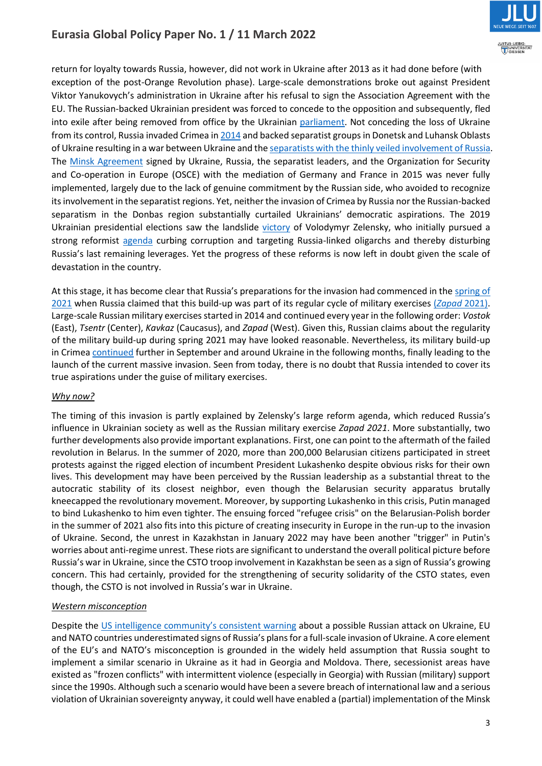return for loyalty towards Russia, however, did not work in Ukraine after 2013 as it had done before (with exception of the post-Orange Revolution phase). Large-scale demonstrations broke out against President Viktor Yanukovych's administration in Ukraine after his refusal to sign the Association Agreement with the EU. The Russian-backed Ukrainian president was forced to concede to the opposition and subsequently, fled into exile after being removed from office by the Ukrainian parliament. Not conceding the loss of Ukraine from its control, Russia invaded Crimea in 2014 and backed separatist groups in Donetsk and Luhansk Oblasts of Ukraine resulting in a war between Ukraine and the separatists with the thinly veiled involvement of Russia. The Minsk Agreement signed by Ukraine, Russia, the separatist leaders, and the Organization for Security and Co-operation in Europe (OSCE) with the mediation of Germany and France in 2015 was never fully implemented, largely due to the lack of genuine commitment by the Russian side, who avoided to recognize its involvement in the separatist regions. Yet, neither the invasion of Crimea by Russia nor the Russian-backed separatism in the Donbas region substantially curtailed Ukrainians' democratic aspirations. The 2019 Ukrainian presidential elections saw the landslide victory of Volodymyr Zelensky, who initially pursued a strong reformist agenda curbing corruption and targeting Russia-linked oligarchs and thereby disturbing Russia's last remaining leverages. Yet the progress of these reforms is now left in doubt given the scale of devastation in the country.

At this stage, it has become clear that Russia's preparations for the invasion had commenced in the spring of 2021 when Russia claimed that this build-up was part of its regular cycle of military exercises (*Zapad* 2021). Large-scale Russian military exercises started in 2014 and continued every year in the following order: *Vostok* (East), *Tsentr* (Center), *Kavkaz* (Caucasus), and *Zapad* (West). Given this, Russian claims about the regularity of the military build-up during spring 2021 may have looked reasonable. Nevertheless, its military build-up in Crimea continued further in September and around Ukraine in the following months, finally leading to the launch of the current massive invasion. Seen from today, there is no doubt that Russia intended to cover its true aspirations under the guise of military exercises.

*Why now?*

The timing of this invasion is partly explained by Zelensky's large reform agenda, which reduced Russia's influence in Ukrainian society as well as the Russian military exercise *Zapad 2021*. More substantially, two further developments also provide important explanations. First, one can point to the aftermath of the failed revolution in Belarus. In the summer of 2020, more than 200,000 Belarusian citizens participated in street protests against the rigged election of incumbent President Lukashenko despite obvious risks for their own lives. This development may have been perceived by the Russian leadership as a substantial threat to the autocratic stability of its closest neighbor, even though the Belarusian security apparatus brutally kneecapped the revolutionary movement. Moreover, by supporting Lukashenko in this crisis, Putin managed to bind Lukashenko to him even tighter. The ensuing forced "refugee crisis" on the Belarusian-Polish border in the summer of 2021 also fits into this picture of creating insecurity in Europe in the run-up to the invasion of Ukraine. Second, the unrest in Kazakhstan in January 2022 may have been another "trigger" in Putin's worries about anti-regime unrest. These riots are significant to understand the overall political picture before Russia's war in Ukraine, since the CSTO troop involvement in Kazakhstan be seen as a sign of Russia's growing concern. This had certainly, provided for the strengthening of security solidarity of the CSTO states, even though, the CSTO is not involved in Russia's war in Ukraine.

*Western misconception*

Despite the US intelligence community's consistent warning about a possible Russian attack on Ukraine, EU and NATO countries underestimated signs of Russia's plans for a full-scale invasion of Ukraine. A core element of the EU's and NATO's misconception is grounded in the widely held assumption that Russia sought to implement a similar scenario in Ukraine as it had in Georgia and Moldova. There, secessionist areas have existed as "frozen conflicts" with intermittent violence (especially in Georgia) with Russian (military) support since the 1990s. Although such a scenario would have been a severe breach of international law and a serious violation of Ukrainian sovereignty anyway, it could well have enabled a (partial) implementation of the Minsk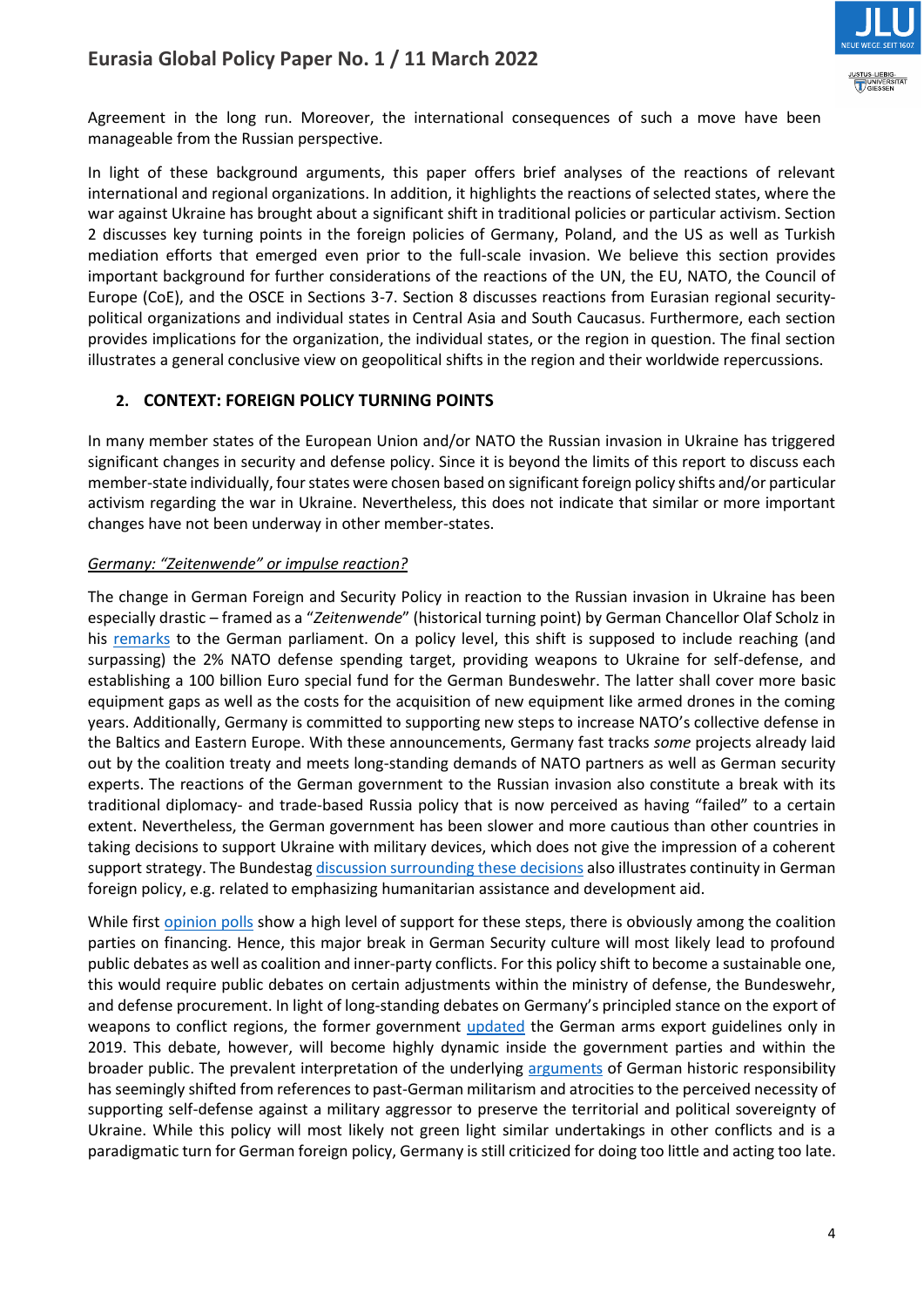Agreement in the long run. Moreover, the international consequences of such a move have been manageable from the Russian perspective.

In light of these background arguments, this paper offers brief analyses of the reactions of relevant international and regional organizations. In addition, it highlights the reactions of selected states, where the war against Ukraine has brought about a significant shift in traditional policies or particular activism. Section 2 discusses key turning points in the foreign policies of Germany, Poland, and the US as well as Turkish mediation efforts that emerged even prior to the full-scale invasion. We believe this section provides important background for further considerations of the reactions of the UN, the EU, NATO, the Council of Europe (CoE), and the OSCE in Sections 3-7. Section 8 discusses reactions from Eurasian regional security-political organizations and individual states in Central Asia and South Caucasus. Furthermore, each section provides implications for the organization, the individual states, or the region in question. The final section illustrates a general conclusive view on geopolitical shifts in the region and their worldwide repercussions.

## 2. CONTEXT: FOREIGN POLICY TURNING POINTS

In many member states of the European Union and/or NATO the Russian invasion in Ukraine has triggered significant changes in security and defense policy. Since it is beyond the limits of this report to discuss each member-state individually, four states were chosen based on significant foreign policy shifts and/or particular activism regarding the war in Ukraine. Nevertheless, this does not indicate that similar or more important changes have not been underway in other member-states.

### *Germany: "Zeitenwende" or impulse reaction?*

The change in German Foreign and Security Policy in reaction to the Russian invasion in Ukraine has been especially drastic – framed as a "*Zeitenwende*" (historical turning point) by German Chancellor Olaf Scholz in his remarks to the German parliament. On a policy level, this shift is supposed to include reaching (and surpassing) the 2% NATO defense spending target, providing weapons to Ukraine for self-defense, and establishing a 100 billion Euro special fund for the German Bundeswehr. The latter shall cover more basic equipment gaps as well as the costs for the acquisition of new equipment like armed drones in the coming years. Additionally, Germany is committed to supporting new steps to increase NATO's collective defense in the Baltics and Eastern Europe. With these announcements, Germany fast tracks *some* projects already laid out by the coalition treaty and meets long-standing demands of NATO partners as well as German security experts. The reactions of the German government to the Russian invasion also constitute a break with its traditional diplomacy- and trade-based Russia policy that is now perceived as having "failed" to a certain extent. Nevertheless, the German government has been slower and more cautious than other countries in taking decisions to support Ukraine with military devices, which does not give the impression of a coherent support strategy. The Bundestag discussion surrounding these decisions also illustrates continuity in German foreign policy, e.g. related to emphasizing humanitarian assistance and development aid.

While first opinion polls show a high level of support for these steps, there is obviously among the coalition parties on financing. Hence, this major break in German Security culture will most likely lead to profound public debates as well as coalition and inner-party conflicts. For this policy shift to become a sustainable one, this would require public debates on certain adjustments within the ministry of defense, the Bundeswehr, and defense procurement. In light of long-standing debates on Germany's principled stance on the export of weapons to conflict regions, the former government updated the German arms export guidelines only in 2019. This debate, however, will become highly dynamic inside the government parties and within the broader public. The prevalent interpretation of the underlying arguments of German historic responsibility has seemingly shifted from references to past-German militarism and atrocities to the perceived necessity of supporting self-defense against a military aggressor to preserve the territorial and political sovereignty of Ukraine. While this policy will most likely not green light similar undertakings in other conflicts and is a paradigmatic turn for German foreign policy, Germany is still criticized for doing too little and acting too late.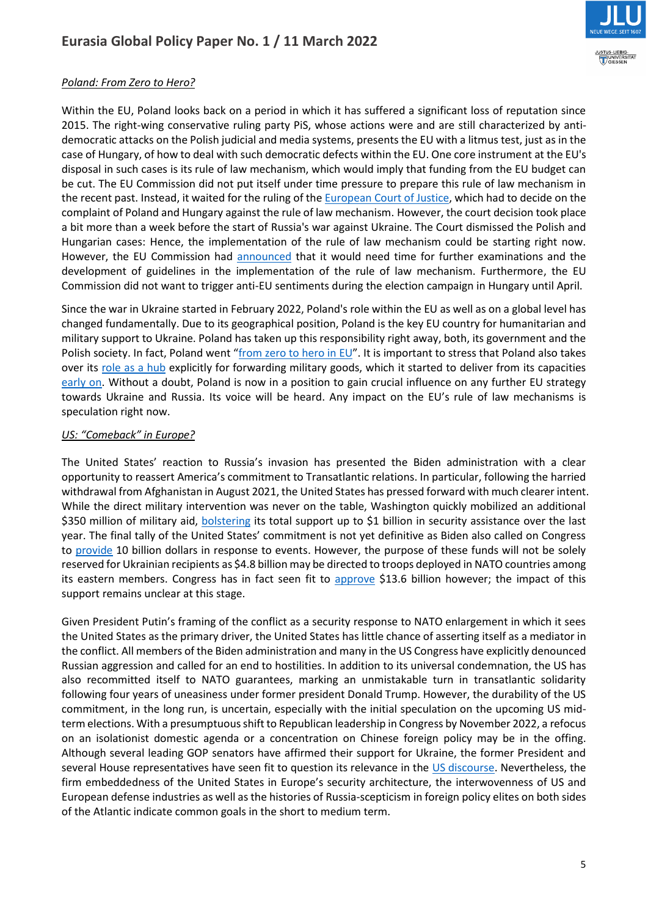*Poland: From Zero to Hero?*

Within the EU, Poland looks back on a period in which it has suffered a significant loss of reputation since 2015. The right-wing conservative ruling party PiS, whose actions were and are still characterized by anti-democratic attacks on the Polish judicial and media systems, presents the EU with a litmus test, just as in the case of Hungary, of how to deal with such democratic defects within the EU. One core instrument at the EU's disposal in such cases is its rule of law mechanism, which would imply that funding from the EU budget can be cut. The EU Commission did not put itself under time pressure to prepare this rule of law mechanism in the recent past. Instead, it waited for the ruling of the European Court of Justice, which had to decide on the complaint of Poland and Hungary against the rule of law mechanism. However, the court decision took place a bit more than a week before the start of Russia's war against Ukraine. The Court dismissed the Polish and Hungarian cases: Hence, the implementation of the rule of law mechanism could be starting right now. However, the EU Commission had announced that it would need time for further examinations and the development of guidelines in the implementation of the rule of law mechanism. Furthermore, the EU Commission did not want to trigger anti-EU sentiments during the election campaign in Hungary until April.

Since the war in Ukraine started in February 2022, Poland's role within the EU as well as on a global level has changed fundamentally. Due to its geographical position, Poland is the key EU country for humanitarian and military support to Ukraine. Poland has taken up this responsibility right away, both, its government and the Polish society. In fact, Poland went "from zero to hero in EU". It is important to stress that Poland also takes over its role as a hub explicitly for forwarding military goods, which it started to deliver from its capacities early on. Without a doubt, Poland is now in a position to gain crucial influence on any further EU strategy towards Ukraine and Russia. Its voice will be heard. Any impact on the EU's rule of law mechanisms is speculation right now.

*US: "Comeback" in Europe?*

The United States' reaction to Russia's invasion has presented the Biden administration with a clear opportunity to reassert America's commitment to Transatlantic relations. In particular, following the harried withdrawal from Afghanistan in August 2021, the United States has pressed forward with much clearer intent. While the direct military intervention was never on the table, Washington quickly mobilized an additional $350 million of military aid, bolstering its total support up to $1 billion in security assistance over the last year. The final tally of the United States' commitment is not yet definitive as Biden also called on Congress to provide 10 billion dollars in response to events. However, the purpose of these funds will not be solely reserved for Ukrainian recipients as $4.8 billion may be directed to troops deployed in NATO countries among its eastern members. Congress has in fact seen fit to approve $13.6 billion however; the impact of this support remains unclear at this stage.

Given President Putin's framing of the conflict as a security response to NATO enlargement in which it sees the United States as the primary driver, the United States has little chance of asserting itself as a mediator in the conflict. All members of the Biden administration and many in the US Congress have explicitly denounced Russian aggression and called for an end to hostilities. In addition to its universal condemnation, the US has also recommitted itself to NATO guarantees, marking an unmistakable turn in transatlantic solidarity following four years of uneasiness under former president Donald Trump. However, the durability of the US commitment, in the long run, is uncertain, especially with the initial speculation on the upcoming US mid-term elections. With a presumptuous shift to Republican leadership in Congress by November 2022, a refocus on an isolationist domestic agenda or a concentration on Chinese foreign policy may be in the offing. Although several leading GOP senators have affirmed their support for Ukraine, the former President and several House representatives have seen fit to question its relevance in the US discourse. Nevertheless, the firm embeddedness of the United States in Europe's security architecture, the interwovenness of US and European defense industries as well as the histories of Russia-scepticism in foreign policy elites on both sides of the Atlantic indicate common goals in the short to medium term.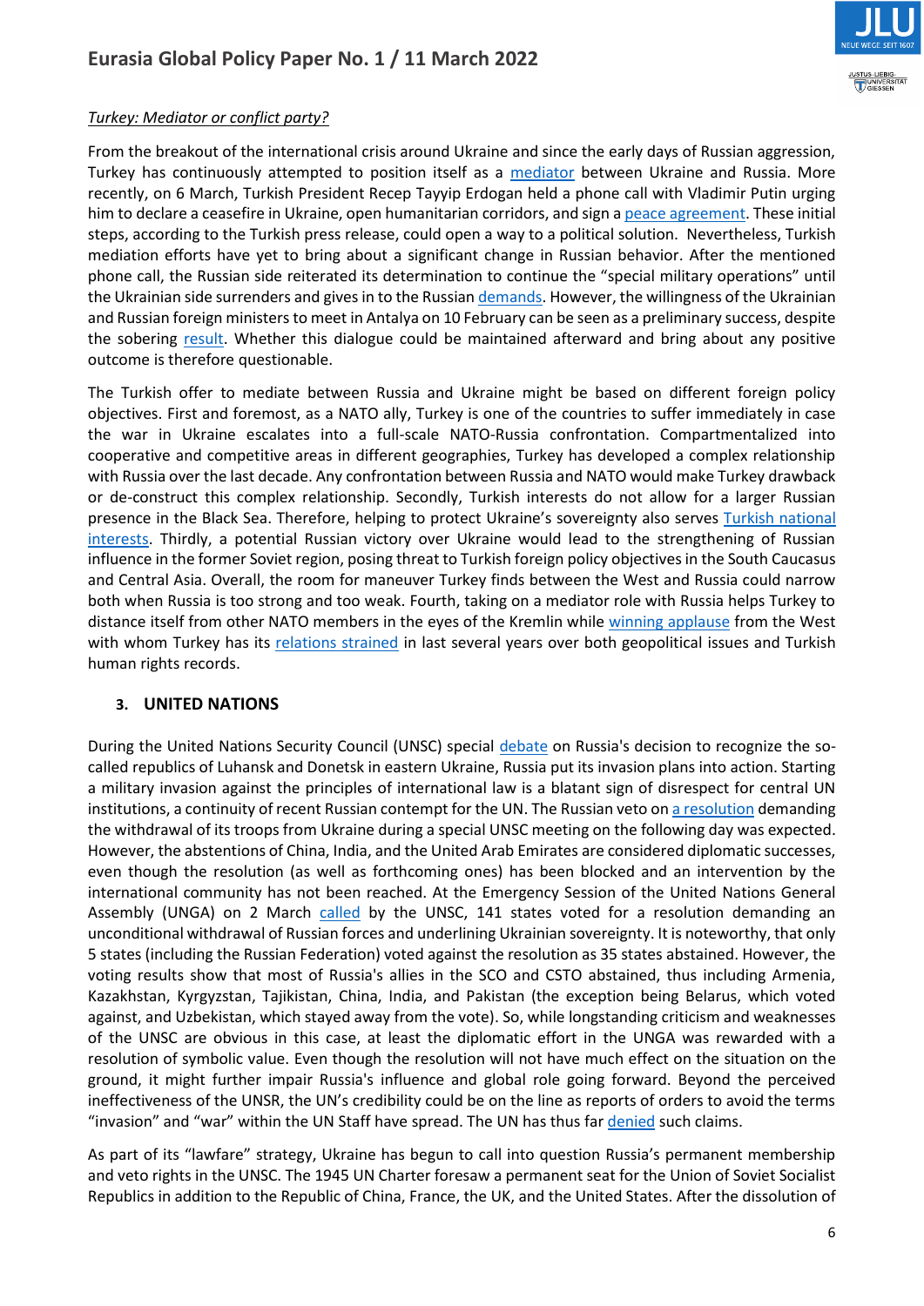*Turkey: Mediator or conflict party?*

From the breakout of the international crisis around Ukraine and since the early days of Russian aggression, Turkey has continuously attempted to position itself as a mediator between Ukraine and Russia. More recently, on 6 March, Turkish President Recep Tayyip Erdogan held a phone call with Vladimir Putin urging him to declare a ceasefire in Ukraine, open humanitarian corridors, and sign a peace agreement. These initial steps, according to the Turkish press release, could open a way to a political solution. Nevertheless, Turkish mediation efforts have yet to bring about a significant change in Russian behavior. After the mentioned phone call, the Russian side reiterated its determination to continue the "special military operations" until the Ukrainian side surrenders and gives in to the Russian demands. However, the willingness of the Ukrainian and Russian foreign ministers to meet in Antalya on 10 February can be seen as a preliminary success, despite the sobering result. Whether this dialogue could be maintained afterward and bring about any positive outcome is therefore questionable.

The Turkish offer to mediate between Russia and Ukraine might be based on different foreign policy objectives. First and foremost, as a NATO ally, Turkey is one of the countries to suffer immediately in case the war in Ukraine escalates into a full-scale NATO-Russia confrontation. Compartmentalized into cooperative and competitive areas in different geographies, Turkey has developed a complex relationship with Russia over the last decade. Any confrontation between Russia and NATO would make Turkey drawback or de-construct this complex relationship. Secondly, Turkish interests do not allow for a larger Russian presence in the Black Sea. Therefore, helping to protect Ukraine's sovereignty also serves Turkish national interests. Thirdly, a potential Russian victory over Ukraine would lead to the strengthening of Russian influence in the former Soviet region, posing threat to Turkish foreign policy objectives in the South Caucasus and Central Asia. Overall, the room for maneuver Turkey finds between the West and Russia could narrow both when Russia is too strong and too weak. Fourth, taking on a mediator role with Russia helps Turkey to distance itself from other NATO members in the eyes of the Kremlin while winning applause from the West with whom Turkey has its relations strained in last several years over both geopolitical issues and Turkish human rights records.

## 3. UNITED NATIONS

During the United Nations Security Council (UNSC) special debate on Russia's decision to recognize the so-called republics of Luhansk and Donetsk in eastern Ukraine, Russia put its invasion plans into action. Starting a military invasion against the principles of international law is a blatant sign of disrespect for central UN institutions, a continuity of recent Russian contempt for the UN. The Russian veto on a resolution demanding the withdrawal of its troops from Ukraine during a special UNSC meeting on the following day was expected. However, the abstentions of China, India, and the United Arab Emirates are considered diplomatic successes, even though the resolution (as well as forthcoming ones) has been blocked and an intervention by the international community has not been reached. At the Emergency Session of the United Nations General Assembly (UNGA) on 2 March called by the UNSC, 141 states voted for a resolution demanding an unconditional withdrawal of Russian forces and underlining Ukrainian sovereignty. It is noteworthy, that only 5 states (including the Russian Federation) voted against the resolution as 35 states abstained. However, the voting results show that most of Russia's allies in the SCO and CSTO abstained, thus including Armenia, Kazakhstan, Kyrgyzstan, Tajikistan, China, India, and Pakistan (the exception being Belarus, which voted against, and Uzbekistan, which stayed away from the vote). So, while longstanding criticism and weaknesses of the UNSC are obvious in this case, at least the diplomatic effort in the UNGA was rewarded with a resolution of symbolic value. Even though the resolution will not have much effect on the situation on the ground, it might further impair Russia's influence and global role going forward. Beyond the perceived ineffectiveness of the UNSR, the UN's credibility could be on the line as reports of orders to avoid the terms "invasion" and "war" within the UN Staff have spread. The UN has thus far denied such claims.

As part of its "lawfare" strategy, Ukraine has begun to call into question Russia's permanent membership and veto rights in the UNSC. The 1945 UN Charter foresaw a permanent seat for the Union of Soviet Socialist Republics in addition to the Republic of China, France, the UK, and the United States. After the dissolution of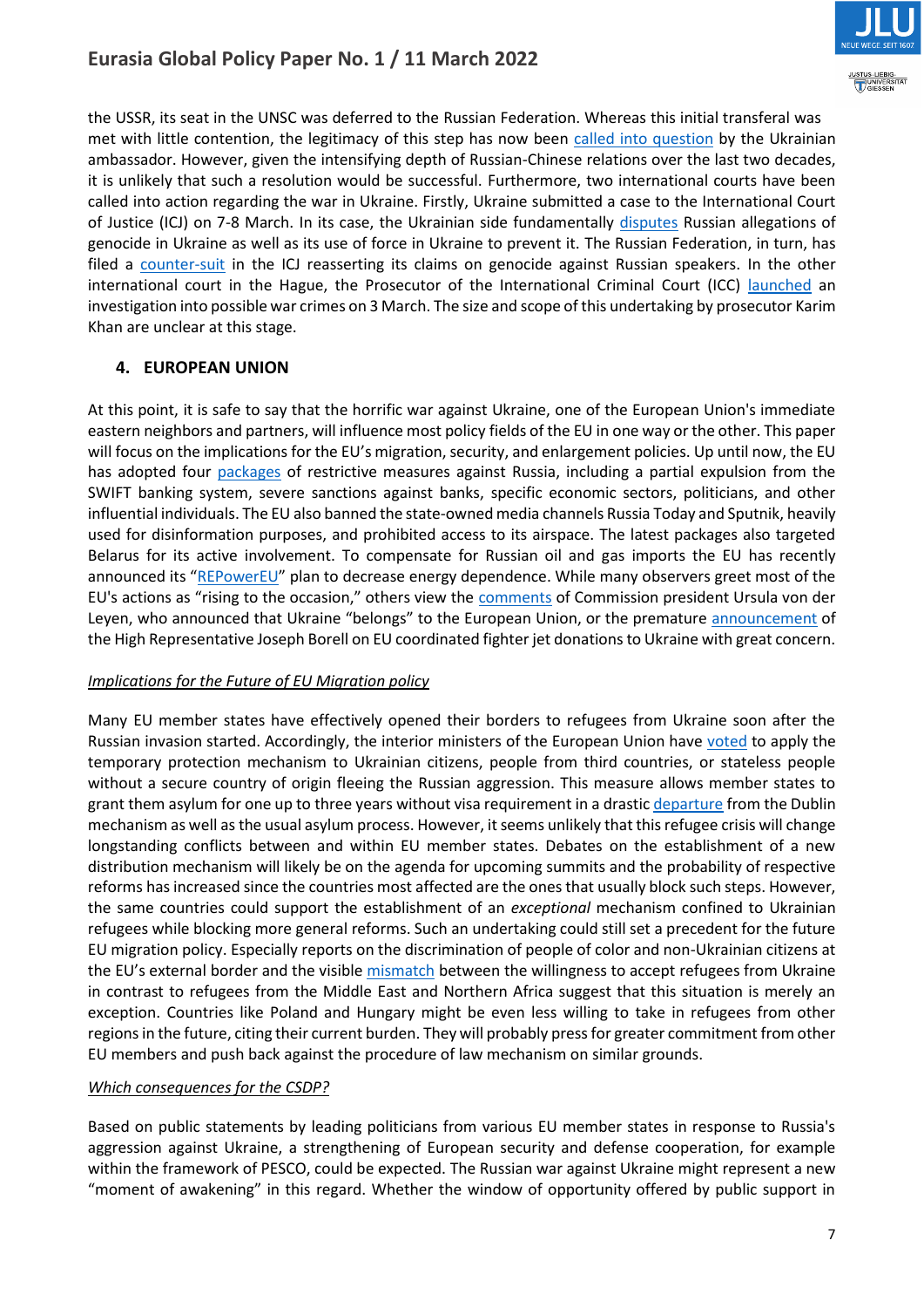the USSR, its seat in the UNSC was deferred to the Russian Federation. Whereas this initial transferal was met with little contention, the legitimacy of this step has now been called into question by the Ukrainian ambassador. However, given the intensifying depth of Russian-Chinese relations over the last two decades, it is unlikely that such a resolution would be successful. Furthermore, two international courts have been called into action regarding the war in Ukraine. Firstly, Ukraine submitted a case to the International Court of Justice (ICJ) on 7-8 March. In its case, the Ukrainian side fundamentally disputes Russian allegations of genocide in Ukraine as well as its use of force in Ukraine to prevent it. The Russian Federation, in turn, has filed a counter-suit in the ICJ reasserting its claims on genocide against Russian speakers. In the other international court in the Hague, the Prosecutor of the International Criminal Court (ICC) launched an investigation into possible war crimes on 3 March. The size and scope of this undertaking by prosecutor Karim Khan are unclear at this stage.

## 4. EUROPEAN UNION

At this point, it is safe to say that the horrific war against Ukraine, one of the European Union's immediate eastern neighbors and partners, will influence most policy fields of the EU in one way or the other. This paper will focus on the implications for the EU's migration, security, and enlargement policies. Up until now, the EU has adopted four packages of restrictive measures against Russia, including a partial expulsion from the SWIFT banking system, severe sanctions against banks, specific economic sectors, politicians, and other influential individuals. The EU also banned the state-owned media channels Russia Today and Sputnik, heavily used for disinformation purposes, and prohibited access to its airspace. The latest packages also targeted Belarus for its active involvement. To compensate for Russian oil and gas imports the EU has recently announced its "REPowerEU" plan to decrease energy dependence. While many observers greet most of the EU's actions as "rising to the occasion," others view the comments of Commission president Ursula von der Leyen, who announced that Ukraine "belongs" to the European Union, or the premature announcement of the High Representative Joseph Borell on EU coordinated fighter jet donations to Ukraine with great concern.

*Implications for the Future of EU Migration policy*

Many EU member states have effectively opened their borders to refugees from Ukraine soon after the Russian invasion started. Accordingly, the interior ministers of the European Union have voted to apply the temporary protection mechanism to Ukrainian citizens, people from third countries, or stateless people without a secure country of origin fleeing the Russian aggression. This measure allows member states to grant them asylum for one up to three years without visa requirement in a drastic departure from the Dublin mechanism as well as the usual asylum process. However, it seems unlikely that this refugee crisis will change longstanding conflicts between and within EU member states. Debates on the establishment of a new distribution mechanism will likely be on the agenda for upcoming summits and the probability of respective reforms has increased since the countries most affected are the ones that usually block such steps. However, the same countries could support the establishment of an *exceptional* mechanism confined to Ukrainian refugees while blocking more general reforms. Such an undertaking could still set a precedent for the future EU migration policy. Especially reports on the discrimination of people of color and non-Ukrainian citizens at the EU's external border and the visible mismatch between the willingness to accept refugees from Ukraine in contrast to refugees from the Middle East and Northern Africa suggest that this situation is merely an exception. Countries like Poland and Hungary might be even less willing to take in refugees from other regions in the future, citing their current burden. They will probably press for greater commitment from other EU members and push back against the procedure of law mechanism on similar grounds.

*Which consequences for the CSDP?*

Based on public statements by leading politicians from various EU member states in response to Russia's aggression against Ukraine, a strengthening of European security and defense cooperation, for example within the framework of PESCO, could be expected. The Russian war against Ukraine might represent a new "moment of awakening" in this regard. Whether the window of opportunity offered by public support in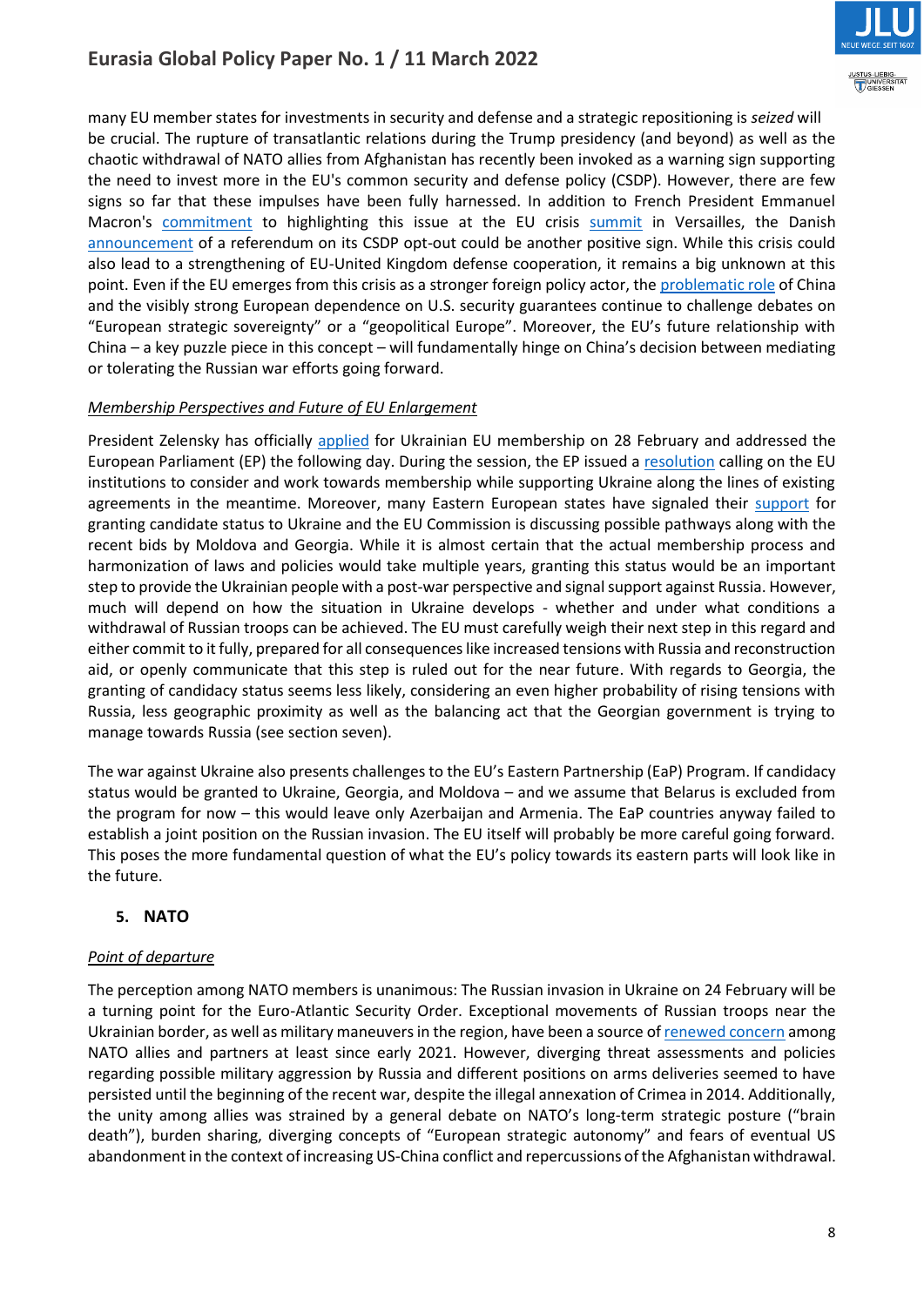many EU member states for investments in security and defense and a strategic repositioning is *seized* will be crucial. The rupture of transatlantic relations during the Trump presidency (and beyond) as well as the chaotic withdrawal of NATO allies from Afghanistan has recently been invoked as a warning sign supporting the need to invest more in the EU's common security and defense policy (CSDP). However, there are few signs so far that these impulses have been fully harnessed. In addition to French President Emmanuel Macron's commitment to highlighting this issue at the EU crisis summit in Versailles, the Danish announcement of a referendum on its CSDP opt-out could be another positive sign. While this crisis could also lead to a strengthening of EU-United Kingdom defense cooperation, it remains a big unknown at this point. Even if the EU emerges from this crisis as a stronger foreign policy actor, the problematic role of China and the visibly strong European dependence on U.S. security guarantees continue to challenge debates on "European strategic sovereignty" or a "geopolitical Europe". Moreover, the EU's future relationship with China – a key puzzle piece in this concept – will fundamentally hinge on China's decision between mediating or tolerating the Russian war efforts going forward.

*Membership Perspectives and Future of EU Enlargement*

President Zelensky has officially applied for Ukrainian EU membership on 28 February and addressed the European Parliament (EP) the following day. During the session, the EP issued a resolution calling on the EU institutions to consider and work towards membership while supporting Ukraine along the lines of existing agreements in the meantime. Moreover, many Eastern European states have signaled their support for granting candidate status to Ukraine and the EU Commission is discussing possible pathways along with the recent bids by Moldova and Georgia. While it is almost certain that the actual membership process and harmonization of laws and policies would take multiple years, granting this status would be an important step to provide the Ukrainian people with a post-war perspective and signal support against Russia. However, much will depend on how the situation in Ukraine develops - whether and under what conditions a withdrawal of Russian troops can be achieved. The EU must carefully weigh their next step in this regard and either commit to it fully, prepared for all consequences like increased tensions with Russia and reconstruction aid, or openly communicate that this step is ruled out for the near future. With regards to Georgia, the granting of candidacy status seems less likely, considering an even higher probability of rising tensions with Russia, less geographic proximity as well as the balancing act that the Georgian government is trying to manage towards Russia (see section seven).

The war against Ukraine also presents challenges to the EU's Eastern Partnership (EaP) Program. If candidacy status would be granted to Ukraine, Georgia, and Moldova – and we assume that Belarus is excluded from the program for now – this would leave only Azerbaijan and Armenia. The EaP countries anyway failed to establish a joint position on the Russian invasion. The EU itself will probably be more careful going forward. This poses the more fundamental question of what the EU's policy towards its eastern parts will look like in the future.

## 5. NATO

*Point of departure*

The perception among NATO members is unanimous: The Russian invasion in Ukraine on 24 February will be a turning point for the Euro-Atlantic Security Order. Exceptional movements of Russian troops near the Ukrainian border, as well as military maneuvers in the region, have been a source of renewed concern among NATO allies and partners at least since early 2021. However, diverging threat assessments and policies regarding possible military aggression by Russia and different positions on arms deliveries seemed to have persisted until the beginning of the recent war, despite the illegal annexation of Crimea in 2014. Additionally, the unity among allies was strained by a general debate on NATO's long-term strategic posture ("brain death"), burden sharing, diverging concepts of "European strategic autonomy" and fears of eventual US abandonment in the context of increasing US-China conflict and repercussions of the Afghanistan withdrawal.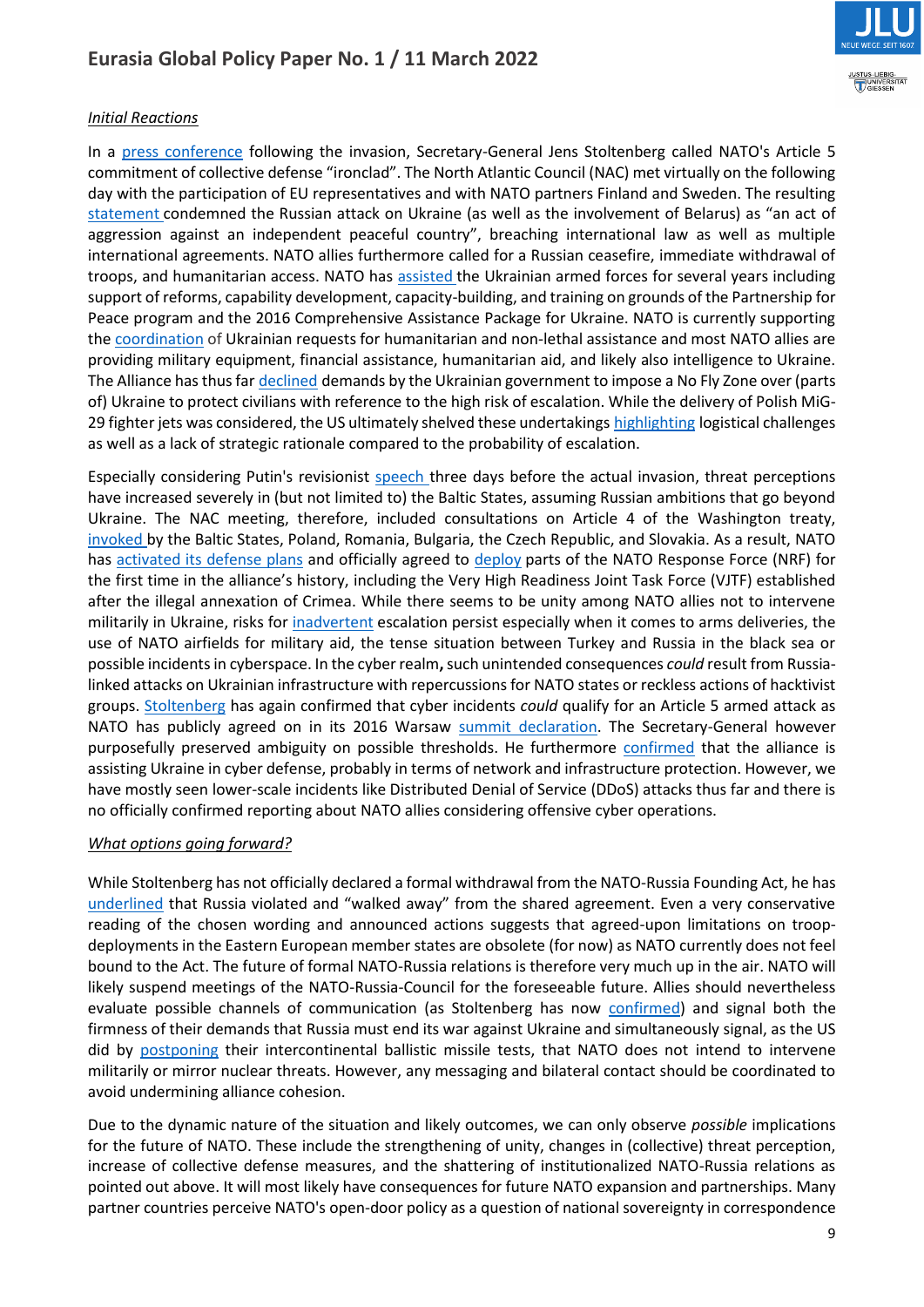*Initial Reactions*

In a press conference following the invasion, Secretary-General Jens Stoltenberg called NATO's Article 5 commitment of collective defense "ironclad". The North Atlantic Council (NAC) met virtually on the following day with the participation of EU representatives and with NATO partners Finland and Sweden. The resulting statement condemned the Russian attack on Ukraine (as well as the involvement of Belarus) as "an act of aggression against an independent peaceful country", breaching international law as well as multiple international agreements. NATO allies furthermore called for a Russian ceasefire, immediate withdrawal of troops, and humanitarian access. NATO has assisted the Ukrainian armed forces for several years including support of reforms, capability development, capacity-building, and training on grounds of the Partnership for Peace program and the 2016 Comprehensive Assistance Package for Ukraine. NATO is currently supporting the coordination of Ukrainian requests for humanitarian and non-lethal assistance and most NATO allies are providing military equipment, financial assistance, humanitarian aid, and likely also intelligence to Ukraine. The Alliance has thus far declined demands by the Ukrainian government to impose a No Fly Zone over (parts of) Ukraine to protect civilians with reference to the high risk of escalation. While the delivery of Polish MiG-29 fighter jets was considered, the US ultimately shelved these undertakings highlighting logistical challenges as well as a lack of strategic rationale compared to the probability of escalation.

Especially considering Putin's revisionist speech three days before the actual invasion, threat perceptions have increased severely in (but not limited to) the Baltic States, assuming Russian ambitions that go beyond Ukraine. The NAC meeting, therefore, included consultations on Article 4 of the Washington treaty, invoked by the Baltic States, Poland, Romania, Bulgaria, the Czech Republic, and Slovakia. As a result, NATO has activated its defense plans and officially agreed to deploy parts of the NATO Response Force (NRF) for the first time in the alliance's history, including the Very High Readiness Joint Task Force (VJTF) established after the illegal annexation of Crimea. While there seems to be unity among NATO allies not to intervene militarily in Ukraine, risks for inadvertent escalation persist especially when it comes to arms deliveries, the use of NATO airfields for military aid, the tense situation between Turkey and Russia in the black sea or possible incidents in cyberspace. In the cyber realm**,** such unintended consequences *could* result from Russia-linked attacks on Ukrainian infrastructure with repercussions for NATO states or reckless actions of hacktivist groups. Stoltenberg has again confirmed that cyber incidents *could* qualify for an Article 5 armed attack as NATO has publicly agreed on in its 2016 Warsaw summit declaration. The Secretary-General however purposefully preserved ambiguity on possible thresholds. He furthermore confirmed that the alliance is assisting Ukraine in cyber defense, probably in terms of network and infrastructure protection. However, we have mostly seen lower-scale incidents like Distributed Denial of Service (DDoS) attacks thus far and there is no officially confirmed reporting about NATO allies considering offensive cyber operations.

*What options going forward?*

While Stoltenberg has not officially declared a formal withdrawal from the NATO-Russia Founding Act, he has underlined that Russia violated and "walked away" from the shared agreement. Even a very conservative reading of the chosen wording and announced actions suggests that agreed-upon limitations on troop-deployments in the Eastern European member states are obsolete (for now) as NATO currently does not feel bound to the Act. The future of formal NATO-Russia relations is therefore very much up in the air. NATO will likely suspend meetings of the NATO-Russia-Council for the foreseeable future. Allies should nevertheless evaluate possible channels of communication (as Stoltenberg has now confirmed) and signal both the firmness of their demands that Russia must end its war against Ukraine and simultaneously signal, as the US did by postponing their intercontinental ballistic missile tests, that NATO does not intend to intervene militarily or mirror nuclear threats. However, any messaging and bilateral contact should be coordinated to avoid undermining alliance cohesion.

Due to the dynamic nature of the situation and likely outcomes, we can only observe *possible* implications for the future of NATO. These include the strengthening of unity, changes in (collective) threat perception, increase of collective defense measures, and the shattering of institutionalized NATO-Russia relations as pointed out above. It will most likely have consequences for future NATO expansion and partnerships. Many partner countries perceive NATO's open-door policy as a question of national sovereignty in correspondence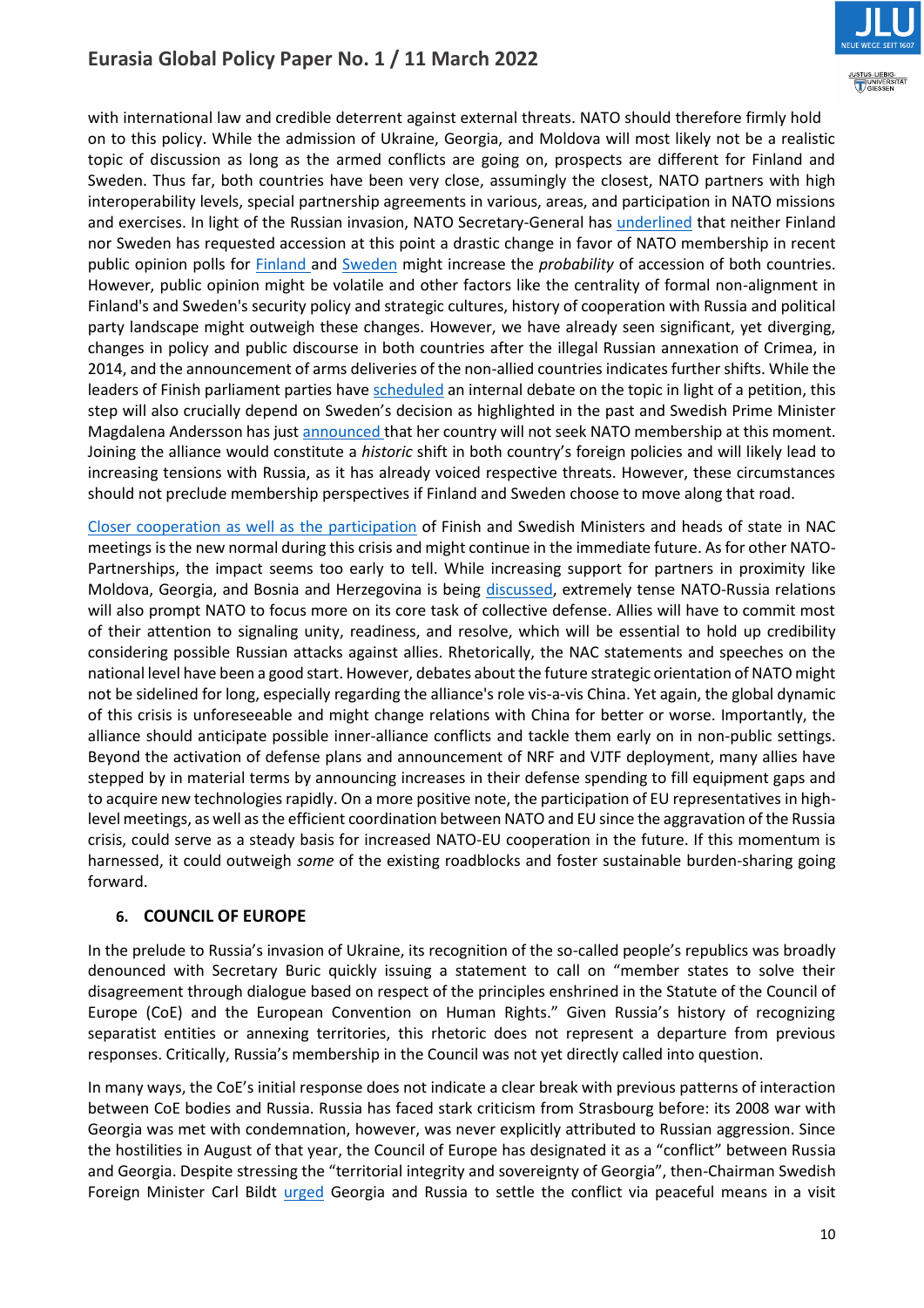with international law and credible deterrent against external threats. NATO should therefore firmly hold on to this policy. While the admission of Ukraine, Georgia, and Moldova will most likely not be a realistic topic of discussion as long as the armed conflicts are going on, prospects are different for Finland and Sweden. Thus far, both countries have been very close, assumingly the closest, NATO partners with high interoperability levels, special partnership agreements in various, areas, and participation in NATO missions and exercises. In light of the Russian invasion, NATO Secretary-General has underlined that neither Finland nor Sweden has requested accession at this point a drastic change in favor of NATO membership in recent public opinion polls for Finland and Sweden might increase the *probability* of accession of both countries. However, public opinion might be volatile and other factors like the centrality of formal non-alignment in Finland's and Sweden's security policy and strategic cultures, history of cooperation with Russia and political party landscape might outweigh these changes. However, we have already seen significant, yet diverging, changes in policy and public discourse in both countries after the illegal Russian annexation of Crimea, in 2014, and the announcement of arms deliveries of the non-allied countries indicates further shifts. While the leaders of Finish parliament parties have scheduled an internal debate on the topic in light of a petition, this step will also crucially depend on Sweden's decision as highlighted in the past and Swedish Prime Minister Magdalena Andersson has just announced that her country will not seek NATO membership at this moment. Joining the alliance would constitute a *historic* shift in both country's foreign policies and will likely lead to increasing tensions with Russia, as it has already voiced respective threats. However, these circumstances should not preclude membership perspectives if Finland and Sweden choose to move along that road.

Closer cooperation as well as the participation of Finish and Swedish Ministers and heads of state in NAC meetings is the new normal during this crisis and might continue in the immediate future. As for other NATO-Partnerships, the impact seems too early to tell. While increasing support for partners in proximity like Moldova, Georgia, and Bosnia and Herzegovina is being discussed, extremely tense NATO-Russia relations will also prompt NATO to focus more on its core task of collective defense. Allies will have to commit most of their attention to signaling unity, readiness, and resolve, which will be essential to hold up credibility considering possible Russian attacks against allies. Rhetorically, the NAC statements and speeches on the national level have been a good start. However, debates about the future strategic orientation of NATO might not be sidelined for long, especially regarding the alliance's role vis-a-vis China. Yet again, the global dynamic of this crisis is unforeseeable and might change relations with China for better or worse. Importantly, the alliance should anticipate possible inner-alliance conflicts and tackle them early on in non-public settings. Beyond the activation of defense plans and announcement of NRF and VJTF deployment, many allies have stepped by in material terms by announcing increases in their defense spending to fill equipment gaps and to acquire new technologies rapidly. On a more positive note, the participation of EU representatives in high-level meetings, as well as the efficient coordination between NATO and EU since the aggravation of the Russia crisis, could serve as a steady basis for increased NATO-EU cooperation in the future. If this momentum is harnessed, it could outweigh *some* of the existing roadblocks and foster sustainable burden-sharing going forward.

## 6. COUNCIL OF EUROPE

In the prelude to Russia's invasion of Ukraine, its recognition of the so-called people's republics was broadly denounced with Secretary Buric quickly issuing a statement to call on "member states to solve their disagreement through dialogue based on respect of the principles enshrined in the Statute of the Council of Europe (CoE) and the European Convention on Human Rights." Given Russia's history of recognizing separatist entities or annexing territories, this rhetoric does not represent a departure from previous responses. Critically, Russia's membership in the Council was not yet directly called into question.

In many ways, the CoE's initial response does not indicate a clear break with previous patterns of interaction between CoE bodies and Russia. Russia has faced stark criticism from Strasbourg before: its 2008 war with Georgia was met with condemnation, however, was never explicitly attributed to Russian aggression. Since the hostilities in August of that year, the Council of Europe has designated it as a "conflict" between Russia and Georgia. Despite stressing the "territorial integrity and sovereignty of Georgia", then-Chairman Swedish Foreign Minister Carl Bildt urged Georgia and Russia to settle the conflict via peaceful means in a visit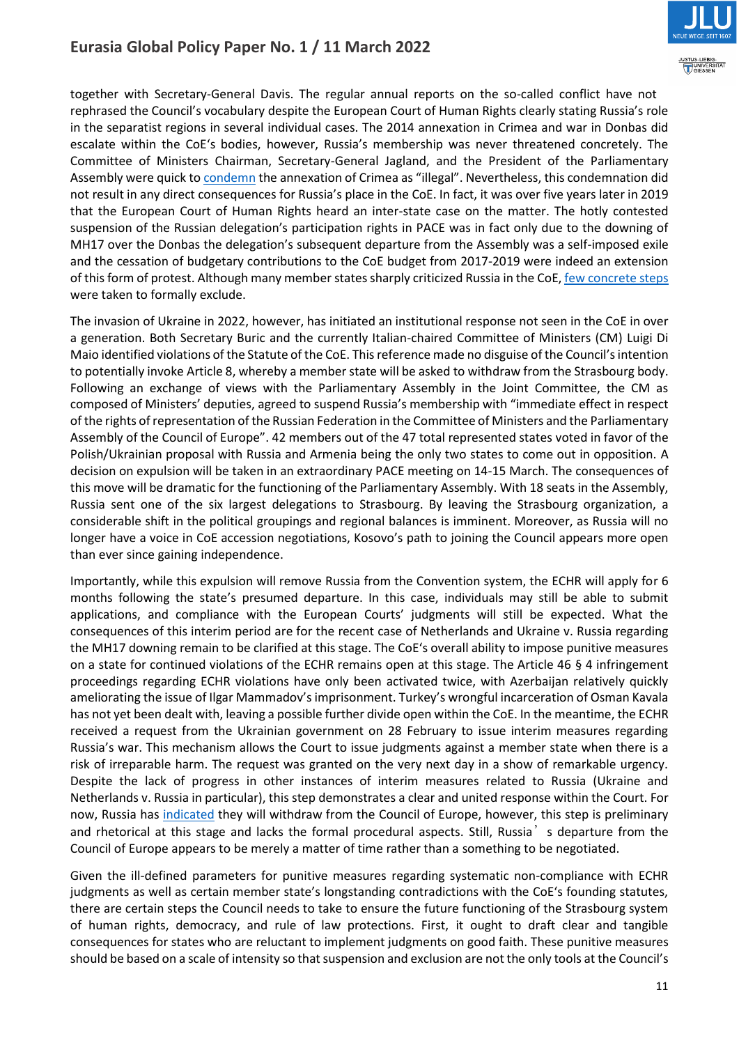together with Secretary-General Davis. The regular annual reports on the so-called conflict have not rephrased the Council's vocabulary despite the European Court of Human Rights clearly stating Russia's role in the separatist regions in several individual cases. The 2014 annexation in Crimea and war in Donbas did escalate within the CoE's bodies, however, Russia's membership was never threatened concretely. The Committee of Ministers Chairman, Secretary-General Jagland, and the President of the Parliamentary Assembly were quick to condemn the annexation of Crimea as "illegal". Nevertheless, this condemnation did not result in any direct consequences for Russia's place in the CoE. In fact, it was over five years later in 2019 that the European Court of Human Rights heard an inter-state case on the matter. The hotly contested suspension of the Russian delegation's participation rights in PACE was in fact only due to the downing of MH17 over the Donbas the delegation's subsequent departure from the Assembly was a self-imposed exile and the cessation of budgetary contributions to the CoE budget from 2017-2019 were indeed an extension of this form of protest. Although many member states sharply criticized Russia in the CoE, few concrete steps were taken to formally exclude.

The invasion of Ukraine in 2022, however, has initiated an institutional response not seen in the CoE in over a generation. Both Secretary Buric and the currently Italian-chaired Committee of Ministers (CM) Luigi Di Maio identified violations of the Statute of the CoE. This reference made no disguise of the Council's intention to potentially invoke Article 8, whereby a member state will be asked to withdraw from the Strasbourg body. Following an exchange of views with the Parliamentary Assembly in the Joint Committee, the CM as composed of Ministers' deputies, agreed to suspend Russia's membership with "immediate effect in respect of the rights of representation of the Russian Federation in the Committee of Ministers and the Parliamentary Assembly of the Council of Europe". 42 members out of the 47 total represented states voted in favor of the Polish/Ukrainian proposal with Russia and Armenia being the only two states to come out in opposition. A decision on expulsion will be taken in an extraordinary PACE meeting on 14-15 March. The consequences of this move will be dramatic for the functioning of the Parliamentary Assembly. With 18 seats in the Assembly, Russia sent one of the six largest delegations to Strasbourg. By leaving the Strasbourg organization, a considerable shift in the political groupings and regional balances is imminent. Moreover, as Russia will no longer have a voice in CoE accession negotiations, Kosovo's path to joining the Council appears more open than ever since gaining independence.

Importantly, while this expulsion will remove Russia from the Convention system, the ECHR will apply for 6 months following the state's presumed departure. In this case, individuals may still be able to submit applications, and compliance with the European Courts' judgments will still be expected. What the consequences of this interim period are for the recent case of Netherlands and Ukraine v. Russia regarding the MH17 downing remain to be clarified at this stage. The CoE's overall ability to impose punitive measures on a state for continued violations of the ECHR remains open at this stage. The Article 46 § 4 infringement proceedings regarding ECHR violations have only been activated twice, with Azerbaijan relatively quickly ameliorating the issue of Ilgar Mammadov's imprisonment. Turkey's wrongful incarceration of Osman Kavala has not yet been dealt with, leaving a possible further divide open within the CoE. In the meantime, the ECHR received a request from the Ukrainian government on 28 February to issue interim measures regarding Russia's war. This mechanism allows the Court to issue judgments against a member state when there is a risk of irreparable harm. The request was granted on the very next day in a show of remarkable urgency. Despite the lack of progress in other instances of interim measures related to Russia (Ukraine and Netherlands v. Russia in particular), this step demonstrates a clear and united response within the Court. For now, Russia has indicated they will withdraw from the Council of Europe, however, this step is preliminary and rhetorical at this stage and lacks the formal procedural aspects. Still, Russia's departure from the Council of Europe appears to be merely a matter of time rather than a something to be negotiated.

Given the ill-defined parameters for punitive measures regarding systematic non-compliance with ECHR judgments as well as certain member state's longstanding contradictions with the CoE's founding statutes, there are certain steps the Council needs to take to ensure the future functioning of the Strasbourg system of human rights, democracy, and rule of law protections. First, it ought to draft clear and tangible consequences for states who are reluctant to implement judgments on good faith. These punitive measures should be based on a scale of intensity so that suspension and exclusion are not the only tools at the Council's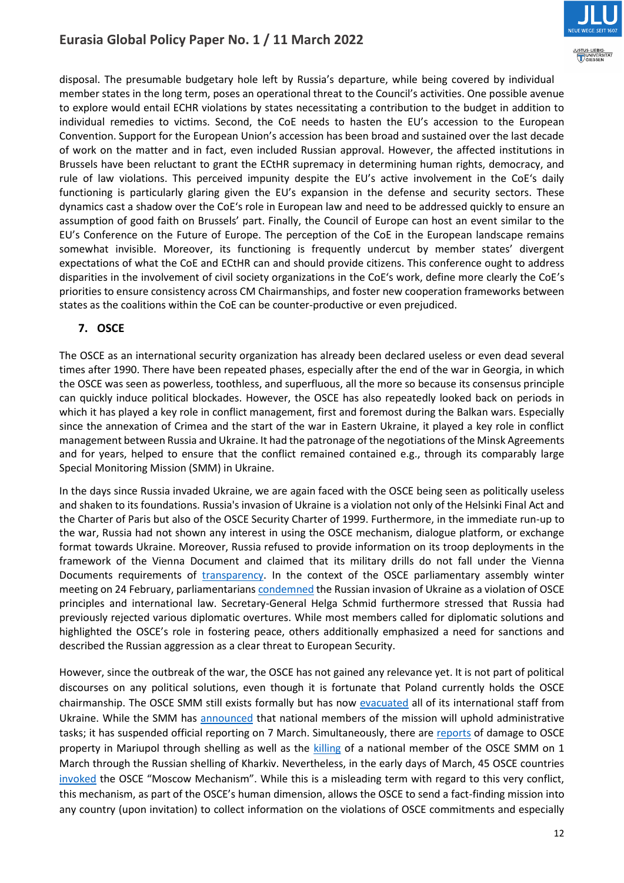disposal. The presumable budgetary hole left by Russia's departure, while being covered by individual member states in the long term, poses an operational threat to the Council's activities. One possible avenue to explore would entail ECHR violations by states necessitating a contribution to the budget in addition to individual remedies to victims. Second, the CoE needs to hasten the EU's accession to the European Convention. Support for the European Union's accession has been broad and sustained over the last decade of work on the matter and in fact, even included Russian approval. However, the affected institutions in Brussels have been reluctant to grant the ECtHR supremacy in determining human rights, democracy, and rule of law violations. This perceived impunity despite the EU's active involvement in the CoE's daily functioning is particularly glaring given the EU's expansion in the defense and security sectors. These dynamics cast a shadow over the CoE's role in European law and need to be addressed quickly to ensure an assumption of good faith on Brussels' part. Finally, the Council of Europe can host an event similar to the EU's Conference on the Future of Europe. The perception of the CoE in the European landscape remains somewhat invisible. Moreover, its functioning is frequently undercut by member states' divergent expectations of what the CoE and ECtHR can and should provide citizens. This conference ought to address disparities in the involvement of civil society organizations in the CoE's work, define more clearly the CoE's priorities to ensure consistency across CM Chairmanships, and foster new cooperation frameworks between states as the coalitions within the CoE can be counter-productive or even prejudiced.

## 7. OSCE

The OSCE as an international security organization has already been declared useless or even dead several times after 1990. There have been repeated phases, especially after the end of the war in Georgia, in which the OSCE was seen as powerless, toothless, and superfluous, all the more so because its consensus principle can quickly induce political blockades. However, the OSCE has also repeatedly looked back on periods in which it has played a key role in conflict management, first and foremost during the Balkan wars. Especially since the annexation of Crimea and the start of the war in Eastern Ukraine, it played a key role in conflict management between Russia and Ukraine. It had the patronage of the negotiations of the Minsk Agreements and for years, helped to ensure that the conflict remained contained e.g., through its comparably large Special Monitoring Mission (SMM) in Ukraine.

In the days since Russia invaded Ukraine, we are again faced with the OSCE being seen as politically useless and shaken to its foundations. Russia's invasion of Ukraine is a violation not only of the Helsinki Final Act and the Charter of Paris but also of the OSCE Security Charter of 1999. Furthermore, in the immediate run-up to the war, Russia had not shown any interest in using the OSCE mechanism, dialogue platform, or exchange format towards Ukraine. Moreover, Russia refused to provide information on its troop deployments in the framework of the Vienna Document and claimed that its military drills do not fall under the Vienna Documents requirements of transparency. In the context of the OSCE parliamentary assembly winter meeting on 24 February, parliamentarians condemned the Russian invasion of Ukraine as a violation of OSCE principles and international law. Secretary-General Helga Schmid furthermore stressed that Russia had previously rejected various diplomatic overtures. While most members called for diplomatic solutions and highlighted the OSCE's role in fostering peace, others additionally emphasized a need for sanctions and described the Russian aggression as a clear threat to European Security.

However, since the outbreak of the war, the OSCE has not gained any relevance yet. It is not part of political discourses on any political solutions, even though it is fortunate that Poland currently holds the OSCE chairmanship. The OSCE SMM still exists formally but has now evacuated all of its international staff from Ukraine. While the SMM has announced that national members of the mission will uphold administrative tasks; it has suspended official reporting on 7 March. Simultaneously, there are reports of damage to OSCE property in Mariupol through shelling as well as the killing of a national member of the OSCE SMM on 1 March through the Russian shelling of Kharkiv. Nevertheless, in the early days of March, 45 OSCE countries invoked the OSCE "Moscow Mechanism". While this is a misleading term with regard to this very conflict, this mechanism, as part of the OSCE's human dimension, allows the OSCE to send a fact-finding mission into any country (upon invitation) to collect information on the violations of OSCE commitments and especially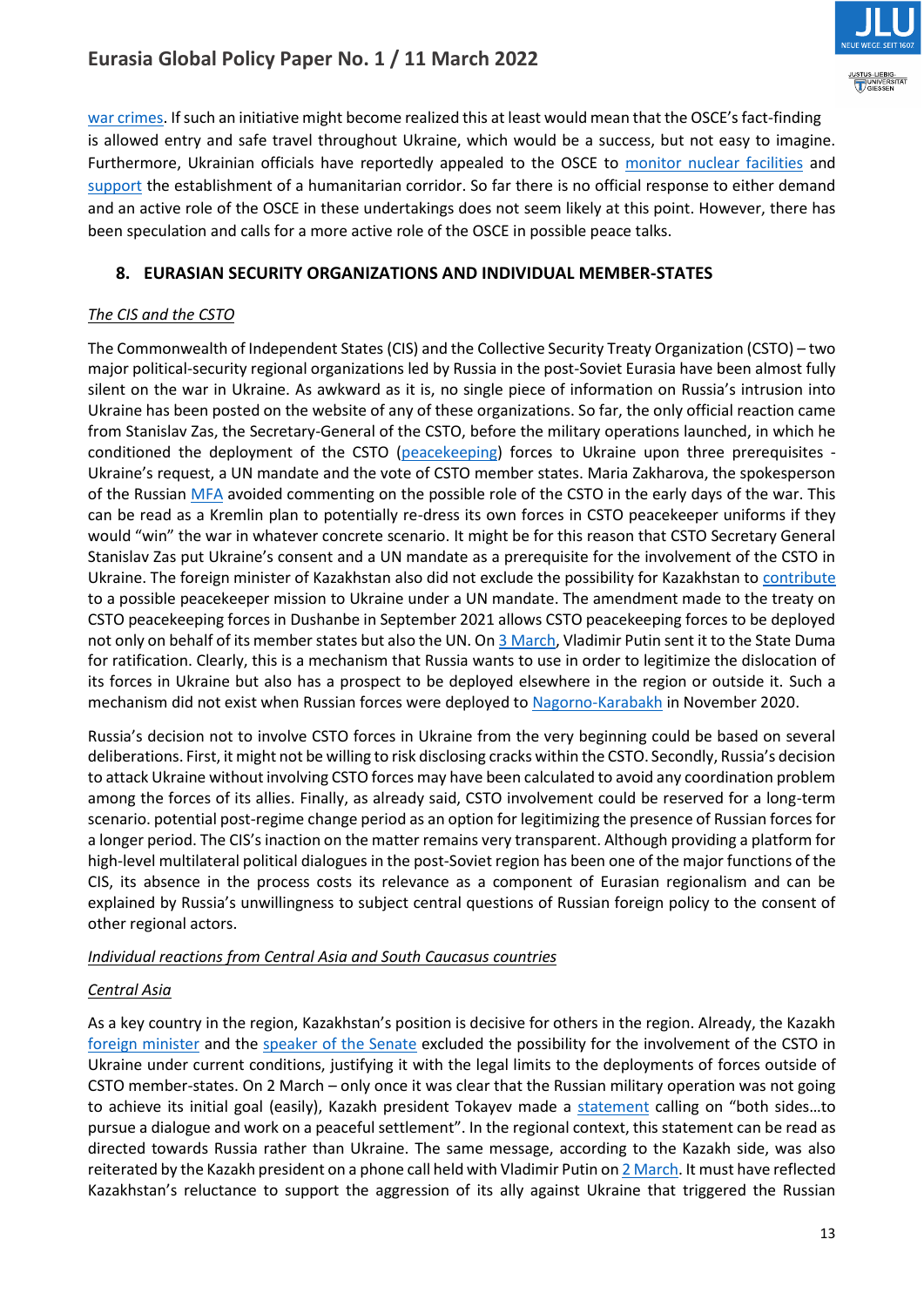war crimes. If such an initiative might become realized this at least would mean that the OSCE's fact-finding is allowed entry and safe travel throughout Ukraine, which would be a success, but not easy to imagine. Furthermore, Ukrainian officials have reportedly appealed to the OSCE to monitor nuclear facilities and support the establishment of a humanitarian corridor. So far there is no official response to either demand and an active role of the OSCE in these undertakings does not seem likely at this point. However, there has been speculation and calls for a more active role of the OSCE in possible peace talks.

## 8. EURASIAN SECURITY ORGANIZATIONS AND INDIVIDUAL MEMBER-STATES

*The CIS and the CSTO*

The Commonwealth of Independent States (CIS) and the Collective Security Treaty Organization (CSTO) – two major political-security regional organizations led by Russia in the post-Soviet Eurasia have been almost fully silent on the war in Ukraine. As awkward as it is, no single piece of information on Russia's intrusion into Ukraine has been posted on the website of any of these organizations. So far, the only official reaction came from Stanislav Zas, the Secretary-General of the CSTO, before the military operations launched, in which he conditioned the deployment of the CSTO (peacekeeping) forces to Ukraine upon three prerequisites - Ukraine's request, a UN mandate and the vote of CSTO member states. Maria Zakharova, the spokesperson of the Russian MFA avoided commenting on the possible role of the CSTO in the early days of the war. This can be read as a Kremlin plan to potentially re-dress its own forces in CSTO peacekeeper uniforms if they would "win" the war in whatever concrete scenario. It might be for this reason that CSTO Secretary General Stanislav Zas put Ukraine's consent and a UN mandate as a prerequisite for the involvement of the CSTO in Ukraine. The foreign minister of Kazakhstan also did not exclude the possibility for Kazakhstan to contribute to a possible peacekeeper mission to Ukraine under a UN mandate. The amendment made to the treaty on CSTO peacekeeping forces in Dushanbe in September 2021 allows CSTO peacekeeping forces to be deployed not only on behalf of its member states but also the UN. On 3 March, Vladimir Putin sent it to the State Duma for ratification. Clearly, this is a mechanism that Russia wants to use in order to legitimize the dislocation of its forces in Ukraine but also has a prospect to be deployed elsewhere in the region or outside it. Such a mechanism did not exist when Russian forces were deployed to Nagorno-Karabakh in November 2020.

Russia's decision not to involve CSTO forces in Ukraine from the very beginning could be based on several deliberations. First, it might not be willing to risk disclosing cracks within the CSTO. Secondly, Russia's decision to attack Ukraine without involving CSTO forces may have been calculated to avoid any coordination problem among the forces of its allies. Finally, as already said, CSTO involvement could be reserved for a long-term scenario. potential post-regime change period as an option for legitimizing the presence of Russian forces for a longer period. The CIS's inaction on the matter remains very transparent. Although providing a platform for high-level multilateral political dialogues in the post-Soviet region has been one of the major functions of the CIS, its absence in the process costs its relevance as a component of Eurasian regionalism and can be explained by Russia's unwillingness to subject central questions of Russian foreign policy to the consent of other regional actors.

*Individual reactions from Central Asia and South Caucasus countries*

*Central Asia*

As a key country in the region, Kazakhstan's position is decisive for others in the region. Already, the Kazakh foreign minister and the speaker of the Senate excluded the possibility for the involvement of the CSTO in Ukraine under current conditions, justifying it with the legal limits to the deployments of forces outside of CSTO member-states. On 2 March – only once it was clear that the Russian military operation was not going to achieve its initial goal (easily), Kazakh president Tokayev made a statement calling on "both sides…to pursue a dialogue and work on a peaceful settlement". In the regional context, this statement can be read as directed towards Russia rather than Ukraine. The same message, according to the Kazakh side, was also reiterated by the Kazakh president on a phone call held with Vladimir Putin on 2 March. It must have reflected Kazakhstan's reluctance to support the aggression of its ally against Ukraine that triggered the Russian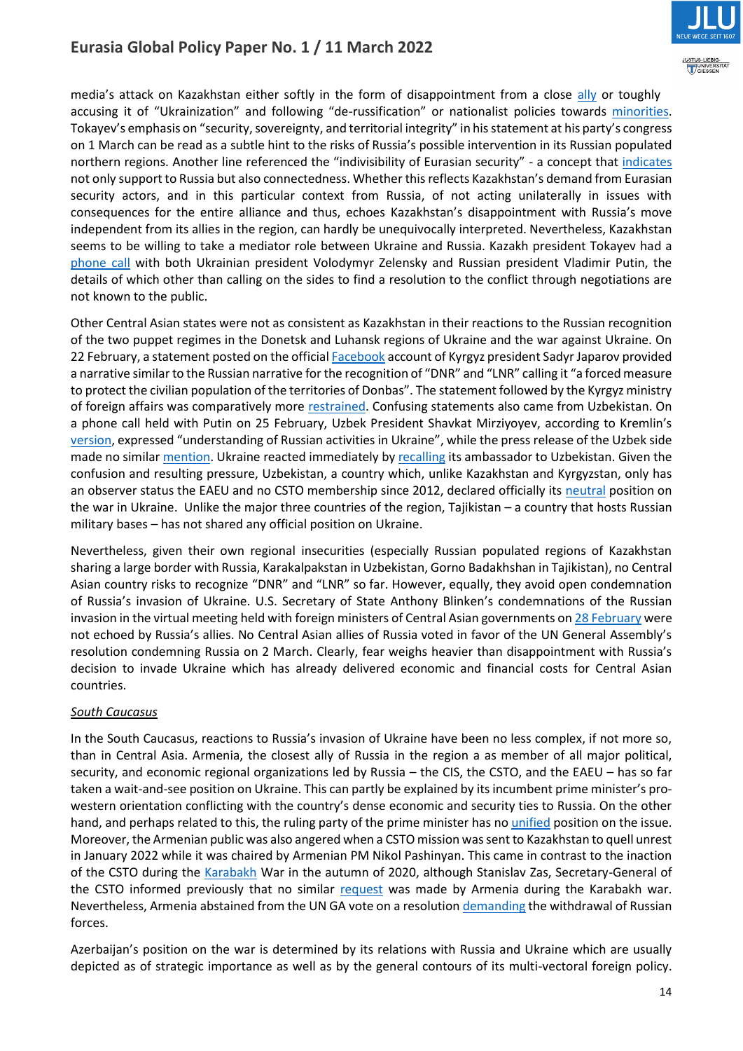media's attack on Kazakhstan either softly in the form of disappointment from a close ally or toughly accusing it of "Ukrainization" and following "de-russification" or nationalist policies towards minorities. Tokayev's emphasis on "security, sovereignty, and territorial integrity" in his statement at his party's congress on 1 March can be read as a subtle hint to the risks of Russia's possible intervention in its Russian populated northern regions. Another line referenced the "indivisibility of Eurasian security" - a concept that indicates not only support to Russia but also connectedness. Whether this reflects Kazakhstan's demand from Eurasian security actors, and in this particular context from Russia, of not acting unilaterally in issues with consequences for the entire alliance and thus, echoes Kazakhstan's disappointment with Russia's move independent from its allies in the region, can hardly be unequivocally interpreted. Nevertheless, Kazakhstan seems to be willing to take a mediator role between Ukraine and Russia. Kazakh president Tokayev had a phone call with both Ukrainian president Volodymyr Zelensky and Russian president Vladimir Putin, the details of which other than calling on the sides to find a resolution to the conflict through negotiations are not known to the public.

Other Central Asian states were not as consistent as Kazakhstan in their reactions to the Russian recognition of the two puppet regimes in the Donetsk and Luhansk regions of Ukraine and the war against Ukraine. On 22 February, a statement posted on the official Facebook account of Kyrgyz president Sadyr Japarov provided a narrative similar to the Russian narrative for the recognition of "DNR" and "LNR" calling it "a forced measure to protect the civilian population of the territories of Donbas". The statement followed by the Kyrgyz ministry of foreign affairs was comparatively more restrained. Confusing statements also came from Uzbekistan. On a phone call held with Putin on 25 February, Uzbek President Shavkat Mirziyoyev, according to Kremlin's version, expressed "understanding of Russian activities in Ukraine", while the press release of the Uzbek side made no similar mention. Ukraine reacted immediately by recalling its ambassador to Uzbekistan. Given the confusion and resulting pressure, Uzbekistan, a country which, unlike Kazakhstan and Kyrgyzstan, only has an observer status the EAEU and no CSTO membership since 2012, declared officially its neutral position on the war in Ukraine. Unlike the major three countries of the region, Tajikistan – a country that hosts Russian military bases – has not shared any official position on Ukraine.

Nevertheless, given their own regional insecurities (especially Russian populated regions of Kazakhstan sharing a large border with Russia, Karakalpakstan in Uzbekistan, Gorno Badakhshan in Tajikistan), no Central Asian country risks to recognize "DNR" and "LNR" so far. However, equally, they avoid open condemnation of Russia's invasion of Ukraine. U.S. Secretary of State Anthony Blinken's condemnations of the Russian invasion in the virtual meeting held with foreign ministers of Central Asian governments on 28 February were not echoed by Russia's allies. No Central Asian allies of Russia voted in favor of the UN General Assembly's resolution condemning Russia on 2 March. Clearly, fear weighs heavier than disappointment with Russia's decision to invade Ukraine which has already delivered economic and financial costs for Central Asian countries.

*South Caucasus*

In the South Caucasus, reactions to Russia's invasion of Ukraine have been no less complex, if not more so, than in Central Asia. Armenia, the closest ally of Russia in the region a as member of all major political, security, and economic regional organizations led by Russia – the CIS, the CSTO, and the EAEU – has so far taken a wait-and-see position on Ukraine. This can partly be explained by its incumbent prime minister's pro-western orientation conflicting with the country's dense economic and security ties to Russia. On the other hand, and perhaps related to this, the ruling party of the prime minister has no unified position on the issue. Moreover, the Armenian public was also angered when a CSTO mission was sent to Kazakhstan to quell unrest in January 2022 while it was chaired by Armenian PM Nikol Pashinyan. This came in contrast to the inaction of the CSTO during the Karabakh War in the autumn of 2020, although Stanislav Zas, Secretary-General of the CSTO informed previously that no similar request was made by Armenia during the Karabakh war. Nevertheless, Armenia abstained from the UN GA vote on a resolution demanding the withdrawal of Russian forces.

Azerbaijan's position on the war is determined by its relations with Russia and Ukraine which are usually depicted as of strategic importance as well as by the general contours of its multi-vectoral foreign policy.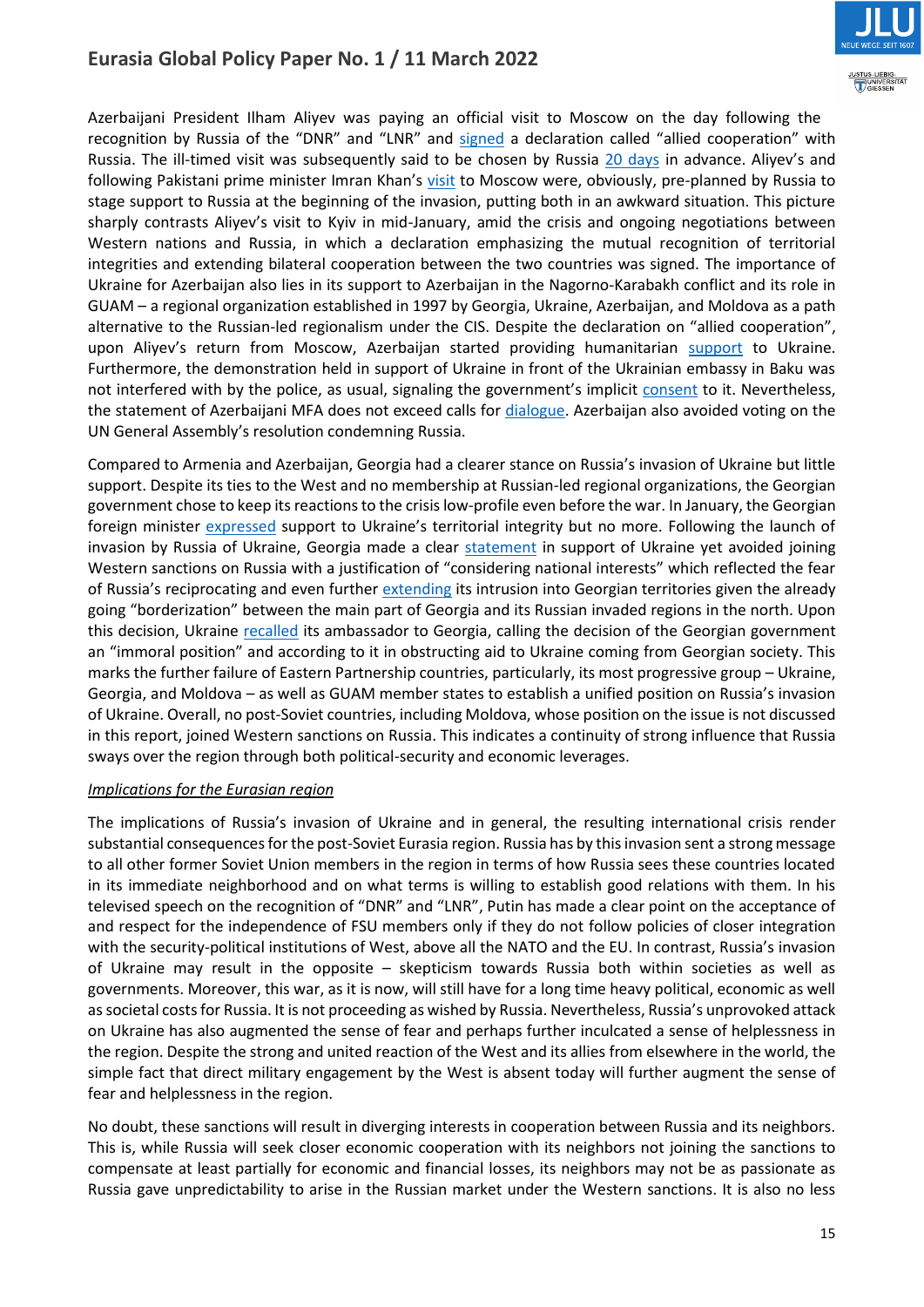Azerbaijani President Ilham Aliyev was paying an official visit to Moscow on the day following the recognition by Russia of the "DNR" and "LNR" and signed a declaration called "allied cooperation" with Russia. The ill-timed visit was subsequently said to be chosen by Russia 20 days in advance. Aliyev's and following Pakistani prime minister Imran Khan's visit to Moscow were, obviously, pre-planned by Russia to stage support to Russia at the beginning of the invasion, putting both in an awkward situation. This picture sharply contrasts Aliyev's visit to Kyiv in mid-January, amid the crisis and ongoing negotiations between Western nations and Russia, in which a declaration emphasizing the mutual recognition of territorial integrities and extending bilateral cooperation between the two countries was signed. The importance of Ukraine for Azerbaijan also lies in its support to Azerbaijan in the Nagorno-Karabakh conflict and its role in GUAM – a regional organization established in 1997 by Georgia, Ukraine, Azerbaijan, and Moldova as a path alternative to the Russian-led regionalism under the CIS. Despite the declaration on "allied cooperation", upon Aliyev's return from Moscow, Azerbaijan started providing humanitarian support to Ukraine. Furthermore, the demonstration held in support of Ukraine in front of the Ukrainian embassy in Baku was not interfered with by the police, as usual, signaling the government's implicit consent to it. Nevertheless, the statement of Azerbaijani MFA does not exceed calls for dialogue. Azerbaijan also avoided voting on the UN General Assembly's resolution condemning Russia.

Compared to Armenia and Azerbaijan, Georgia had a clearer stance on Russia's invasion of Ukraine but little support. Despite its ties to the West and no membership at Russian-led regional organizations, the Georgian government chose to keep its reactions to the crisis low-profile even before the war. In January, the Georgian foreign minister expressed support to Ukraine's territorial integrity but no more. Following the launch of invasion by Russia of Ukraine, Georgia made a clear statement in support of Ukraine yet avoided joining Western sanctions on Russia with a justification of "considering national interests" which reflected the fear of Russia's reciprocating and even further extending its intrusion into Georgian territories given the already going "borderization" between the main part of Georgia and its Russian invaded regions in the north. Upon this decision, Ukraine recalled its ambassador to Georgia, calling the decision of the Georgian government an "immoral position" and according to it in obstructing aid to Ukraine coming from Georgian society. This marks the further failure of Eastern Partnership countries, particularly, its most progressive group – Ukraine, Georgia, and Moldova – as well as GUAM member states to establish a unified position on Russia's invasion of Ukraine. Overall, no post-Soviet countries, including Moldova, whose position on the issue is not discussed in this report, joined Western sanctions on Russia. This indicates a continuity of strong influence that Russia sways over the region through both political-security and economic leverages.

*Implications for the Eurasian region*

The implications of Russia's invasion of Ukraine and in general, the resulting international crisis render substantial consequences for the post-Soviet Eurasia region. Russia has by this invasion sent a strong message to all other former Soviet Union members in the region in terms of how Russia sees these countries located in its immediate neighborhood and on what terms is willing to establish good relations with them. In his televised speech on the recognition of "DNR" and "LNR", Putin has made a clear point on the acceptance of and respect for the independence of FSU members only if they do not follow policies of closer integration with the security-political institutions of West, above all the NATO and the EU. In contrast, Russia's invasion of Ukraine may result in the opposite – skepticism towards Russia both within societies as well as governments. Moreover, this war, as it is now, will still have for a long time heavy political, economic as well as societal costs for Russia. It is not proceeding as wished by Russia. Nevertheless, Russia's unprovoked attack on Ukraine has also augmented the sense of fear and perhaps further inculcated a sense of helplessness in the region. Despite the strong and united reaction of the West and its allies from elsewhere in the world, the simple fact that direct military engagement by the West is absent today will further augment the sense of fear and helplessness in the region.

No doubt, these sanctions will result in diverging interests in cooperation between Russia and its neighbors. This is, while Russia will seek closer economic cooperation with its neighbors not joining the sanctions to compensate at least partially for economic and financial losses, its neighbors may not be as passionate as Russia gave unpredictability to arise in the Russian market under the Western sanctions. It is also no less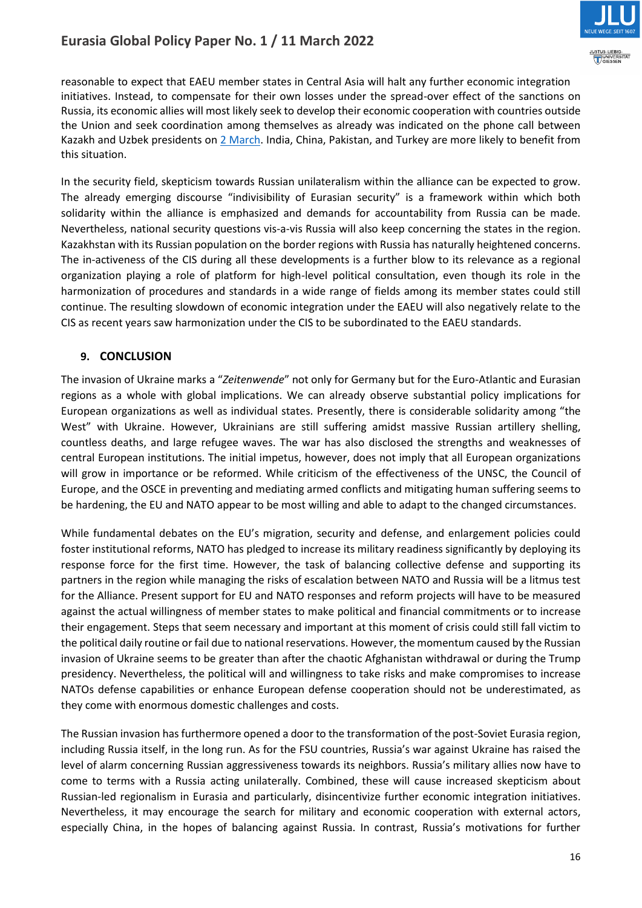reasonable to expect that EAEU member states in Central Asia will halt any further economic integration initiatives. Instead, to compensate for their own losses under the spread-over effect of the sanctions on Russia, its economic allies will most likely seek to develop their economic cooperation with countries outside the Union and seek coordination among themselves as already was indicated on the phone call between Kazakh and Uzbek presidents on 2 March. India, China, Pakistan, and Turkey are more likely to benefit from this situation.

In the security field, skepticism towards Russian unilateralism within the alliance can be expected to grow. The already emerging discourse "indivisibility of Eurasian security" is a framework within which both solidarity within the alliance is emphasized and demands for accountability from Russia can be made. Nevertheless, national security questions vis-a-vis Russia will also keep concerning the states in the region. Kazakhstan with its Russian population on the border regions with Russia has naturally heightened concerns. The in-activeness of the CIS during all these developments is a further blow to its relevance as a regional organization playing a role of platform for high-level political consultation, even though its role in the harmonization of procedures and standards in a wide range of fields among its member states could still continue. The resulting slowdown of economic integration under the EAEU will also negatively relate to the CIS as recent years saw harmonization under the CIS to be subordinated to the EAEU standards.

## 9. CONCLUSION

The invasion of Ukraine marks a "*Zeitenwende*" not only for Germany but for the Euro-Atlantic and Eurasian regions as a whole with global implications. We can already observe substantial policy implications for European organizations as well as individual states. Presently, there is considerable solidarity among "the West" with Ukraine. However, Ukrainians are still suffering amidst massive Russian artillery shelling, countless deaths, and large refugee waves. The war has also disclosed the strengths and weaknesses of central European institutions. The initial impetus, however, does not imply that all European organizations will grow in importance or be reformed. While criticism of the effectiveness of the UNSC, the Council of Europe, and the OSCE in preventing and mediating armed conflicts and mitigating human suffering seems to be hardening, the EU and NATO appear to be most willing and able to adapt to the changed circumstances.

While fundamental debates on the EU's migration, security and defense, and enlargement policies could foster institutional reforms, NATO has pledged to increase its military readiness significantly by deploying its response force for the first time. However, the task of balancing collective defense and supporting its partners in the region while managing the risks of escalation between NATO and Russia will be a litmus test for the Alliance. Present support for EU and NATO responses and reform projects will have to be measured against the actual willingness of member states to make political and financial commitments or to increase their engagement. Steps that seem necessary and important at this moment of crisis could still fall victim to the political daily routine or fail due to national reservations. However, the momentum caused by the Russian invasion of Ukraine seems to be greater than after the chaotic Afghanistan withdrawal or during the Trump presidency. Nevertheless, the political will and willingness to take risks and make compromises to increase NATOs defense capabilities or enhance European defense cooperation should not be underestimated, as they come with enormous domestic challenges and costs.

The Russian invasion has furthermore opened a door to the transformation of the post-Soviet Eurasia region, including Russia itself, in the long run. As for the FSU countries, Russia's war against Ukraine has raised the level of alarm concerning Russian aggressiveness towards its neighbors. Russia's military allies now have to come to terms with a Russia acting unilaterally. Combined, these will cause increased skepticism about Russian-led regionalism in Eurasia and particularly, disincentivize further economic integration initiatives. Nevertheless, it may encourage the search for military and economic cooperation with external actors, especially China, in the hopes of balancing against Russia. In contrast, Russia's motivations for further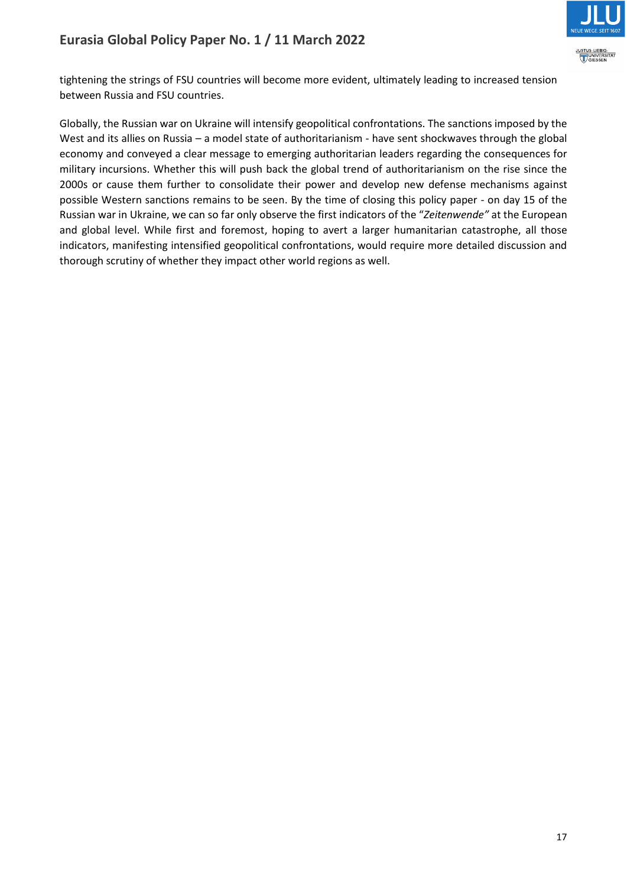tightening the strings of FSU countries will become more evident, ultimately leading to increased tension between Russia and FSU countries.

Globally, the Russian war on Ukraine will intensify geopolitical confrontations. The sanctions imposed by the West and its allies on Russia – a model state of authoritarianism - have sent shockwaves through the global economy and conveyed a clear message to emerging authoritarian leaders regarding the consequences for military incursions. Whether this will push back the global trend of authoritarianism on the rise since the 2000s or cause them further to consolidate their power and develop new defense mechanisms against possible Western sanctions remains to be seen. By the time of closing this policy paper - on day 15 of the Russian war in Ukraine, we can so far only observe the first indicators of the "*Zeitenwende"* at the European and global level. While first and foremost, hoping to avert a larger humanitarian catastrophe, all those indicators, manifesting intensified geopolitical confrontations, would require more detailed discussion and thorough scrutiny of whether they impact other world regions as well.